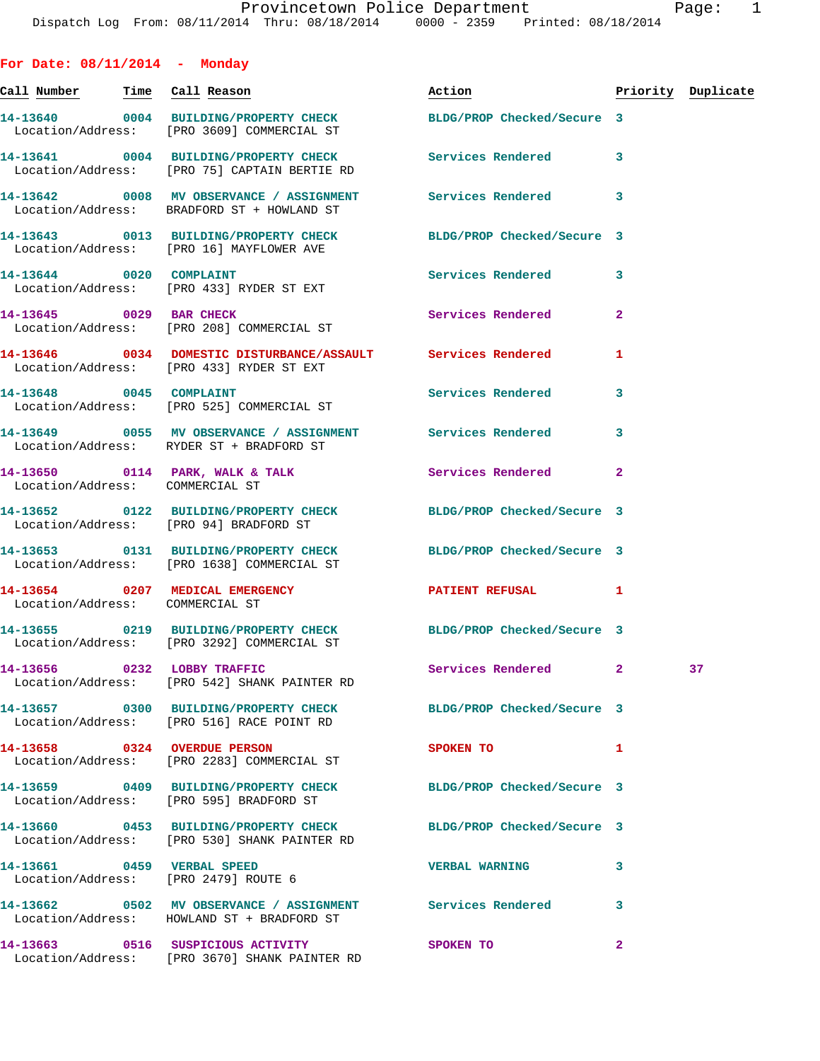# Provincetown Police Department

Dispatch Log From: 08/11/2014 Thru: 08/18/2014 0000 - 2359 Printed: 08/18/2014

## For Date: 08/11/2014 - Monday

| Call Number | Time | Call Reason | Action | Priority | Duplicate |
|---|---|---|---|---|---|
| 14-13640 | 0004 | BUILDING/PROPERTY CHECK | BLDG/PROP Checked/Secure | 3 | |
| Location/Address: | | [PRO 3609] COMMERCIAL ST | | | |
| 14-13641 | 0004 | BUILDING/PROPERTY CHECK | Services Rendered | 3 | |
| Location/Address: | | [PRO 75] CAPTAIN BERTIE RD | | | |
| 14-13642 | 0008 | MV OBSERVANCE / ASSIGNMENT | Services Rendered | 3 | |
| Location/Address: | | BRADFORD ST + HOWLAND ST | | | |
| 14-13643 | 0013 | BUILDING/PROPERTY CHECK | BLDG/PROP Checked/Secure | 3 | |
| Location/Address: | | [PRO 16] MAYFLOWER AVE | | | |
| 14-13644 | 0020 | COMPLAINT | Services Rendered | 3 | |
| Location/Address: | | [PRO 433] RYDER ST EXT | | | |
| 14-13645 | 0029 | BAR CHECK | Services Rendered | 2 | |
| Location/Address: | | [PRO 208] COMMERCIAL ST | | | |
| 14-13646 | 0034 | DOMESTIC DISTURBANCE/ASSAULT | Services Rendered | 1 | |
| Location/Address: | | [PRO 433] RYDER ST EXT | | | |
| 14-13648 | 0045 | COMPLAINT | Services Rendered | 3 | |
| Location/Address: | | [PRO 525] COMMERCIAL ST | | | |
| 14-13649 | 0055 | MV OBSERVANCE / ASSIGNMENT | Services Rendered | 3 | |
| Location/Address: | | RYDER ST + BRADFORD ST | | | |
| 14-13650 | 0114 | PARK, WALK & TALK | Services Rendered | 2 | |
| Location/Address: | | COMMERCIAL ST | | | |
| 14-13652 | 0122 | BUILDING/PROPERTY CHECK | BLDG/PROP Checked/Secure | 3 | |
| Location/Address: | | [PRO 94] BRADFORD ST | | | |
| 14-13653 | 0131 | BUILDING/PROPERTY CHECK | BLDG/PROP Checked/Secure | 3 | |
| Location/Address: | | [PRO 1638] COMMERCIAL ST | | | |
| 14-13654 | 0207 | MEDICAL EMERGENCY | PATIENT REFUSAL | 1 | |
| Location/Address: | | COMMERCIAL ST | | | |
| 14-13655 | 0219 | BUILDING/PROPERTY CHECK | BLDG/PROP Checked/Secure | 3 | |
| Location/Address: | | [PRO 3292] COMMERCIAL ST | | | |
| 14-13656 | 0232 | LOBBY TRAFFIC | Services Rendered | 2 | 37 |
| Location/Address: | | [PRO 542] SHANK PAINTER RD | | | |
| 14-13657 | 0300 | BUILDING/PROPERTY CHECK | BLDG/PROP Checked/Secure | 3 | |
| Location/Address: | | [PRO 516] RACE POINT RD | | | |
| 14-13658 | 0324 | OVERDUE PERSON | SPOKEN TO | 1 | |
| Location/Address: | | [PRO 2283] COMMERCIAL ST | | | |
| 14-13659 | 0409 | BUILDING/PROPERTY CHECK | BLDG/PROP Checked/Secure | 3 | |
| Location/Address: | | [PRO 595] BRADFORD ST | | | |
| 14-13660 | 0453 | BUILDING/PROPERTY CHECK | BLDG/PROP Checked/Secure | 3 | |
| Location/Address: | | [PRO 530] SHANK PAINTER RD | | | |
| 14-13661 | 0459 | VERBAL SPEED | VERBAL WARNING | 3 | |
| Location/Address: | | [PRO 2479] ROUTE 6 | | | |
| 14-13662 | 0502 | MV OBSERVANCE / ASSIGNMENT | Services Rendered | 3 | |
| Location/Address: | | HOWLAND ST + BRADFORD ST | | | |
| 14-13663 | 0516 | SUSPICIOUS ACTIVITY | SPOKEN TO | 2 | |
| Location/Address: | | [PRO 3670] SHANK PAINTER RD | | | |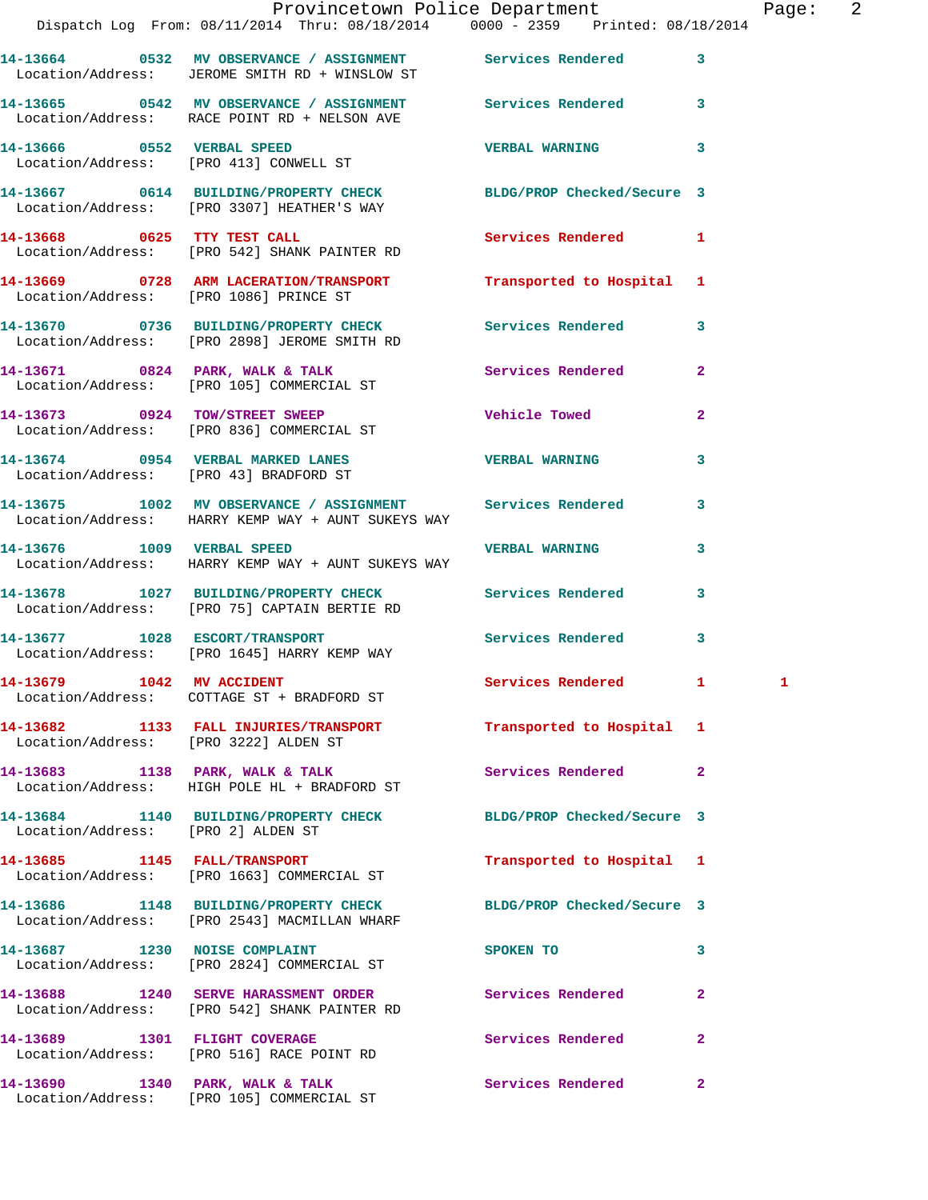| Call Number | Time | Call Reason | Action | Priority | |
|---|---|---|---|---|---|
| 14-13664 | 0532 | MV OBSERVANCE / ASSIGNMENT | Services Rendered | 3 | |
| Location/Address: | | JEROME SMITH RD + WINSLOW ST | | | |
| 14-13665 | 0542 | MV OBSERVANCE / ASSIGNMENT | Services Rendered | 3 | |
| Location/Address: | | RACE POINT RD + NELSON AVE | | | |
| 14-13666 | 0552 | VERBAL SPEED | VERBAL WARNING | 3 | |
| Location/Address: | | [PRO 413] CONWELL ST | | | |
| 14-13667 | 0614 | BUILDING/PROPERTY CHECK | BLDG/PROP Checked/Secure | 3 | |
| Location/Address: | | [PRO 3307] HEATHER'S WAY | | | |
| 14-13668 | 0625 | TTY TEST CALL | Services Rendered | 1 | |
| Location/Address: | | [PRO 542] SHANK PAINTER RD | | | |
| 14-13669 | 0728 | ARM LACERATION/TRANSPORT | Transported to Hospital | 1 | |
| Location/Address: | | [PRO 1086] PRINCE ST | | | |
| 14-13670 | 0736 | BUILDING/PROPERTY CHECK | Services Rendered | 3 | |
| Location/Address: | | [PRO 2898] JEROME SMITH RD | | | |
| 14-13671 | 0824 | PARK, WALK & TALK | Services Rendered | 2 | |
| Location/Address: | | [PRO 105] COMMERCIAL ST | | | |
| 14-13673 | 0924 | TOW/STREET SWEEP | Vehicle Towed | 2 | |
| Location/Address: | | [PRO 836] COMMERCIAL ST | | | |
| 14-13674 | 0954 | VERBAL MARKED LANES | VERBAL WARNING | 3 | |
| Location/Address: | | [PRO 43] BRADFORD ST | | | |
| 14-13675 | 1002 | MV OBSERVANCE / ASSIGNMENT | Services Rendered | 3 | |
| Location/Address: | | HARRY KEMP WAY + AUNT SUKEYS WAY | | | |
| 14-13676 | 1009 | VERBAL SPEED | VERBAL WARNING | 3 | |
| Location/Address: | | HARRY KEMP WAY + AUNT SUKEYS WAY | | | |
| 14-13678 | 1027 | BUILDING/PROPERTY CHECK | Services Rendered | 3 | |
| Location/Address: | | [PRO 75] CAPTAIN BERTIE RD | | | |
| 14-13677 | 1028 | ESCORT/TRANSPORT | Services Rendered | 3 | |
| Location/Address: | | [PRO 1645] HARRY KEMP WAY | | | |
| 14-13679 | 1042 | MV ACCIDENT | Services Rendered | 1 | 1 |
| Location/Address: | | COTTAGE ST + BRADFORD ST | | | |
| 14-13682 | 1133 | FALL INJURIES/TRANSPORT | Transported to Hospital | 1 | |
| Location/Address: | | [PRO 3222] ALDEN ST | | | |
| 14-13683 | 1138 | PARK, WALK & TALK | Services Rendered | 2 | |
| Location/Address: | | HIGH POLE HL + BRADFORD ST | | | |
| 14-13684 | 1140 | BUILDING/PROPERTY CHECK | BLDG/PROP Checked/Secure | 3 | |
| Location/Address: | | [PRO 2] ALDEN ST | | | |
| 14-13685 | 1145 | FALL/TRANSPORT | Transported to Hospital | 1 | |
| Location/Address: | | [PRO 1663] COMMERCIAL ST | | | |
| 14-13686 | 1148 | BUILDING/PROPERTY CHECK | BLDG/PROP Checked/Secure | 3 | |
| Location/Address: | | [PRO 2543] MACMILLAN WHARF | | | |
| 14-13687 | 1230 | NOISE COMPLAINT | SPOKEN TO | 3 | |
| Location/Address: | | [PRO 2824] COMMERCIAL ST | | | |
| 14-13688 | 1240 | SERVE HARASSMENT ORDER | Services Rendered | 2 | |
| Location/Address: | | [PRO 542] SHANK PAINTER RD | | | |
| 14-13689 | 1301 | FLIGHT COVERAGE | Services Rendered | 2 | |
| Location/Address: | | [PRO 516] RACE POINT RD | | | |
| 14-13690 | 1340 | PARK, WALK & TALK | Services Rendered | 2 | |
| Location/Address: | | [PRO 105] COMMERCIAL ST | | | |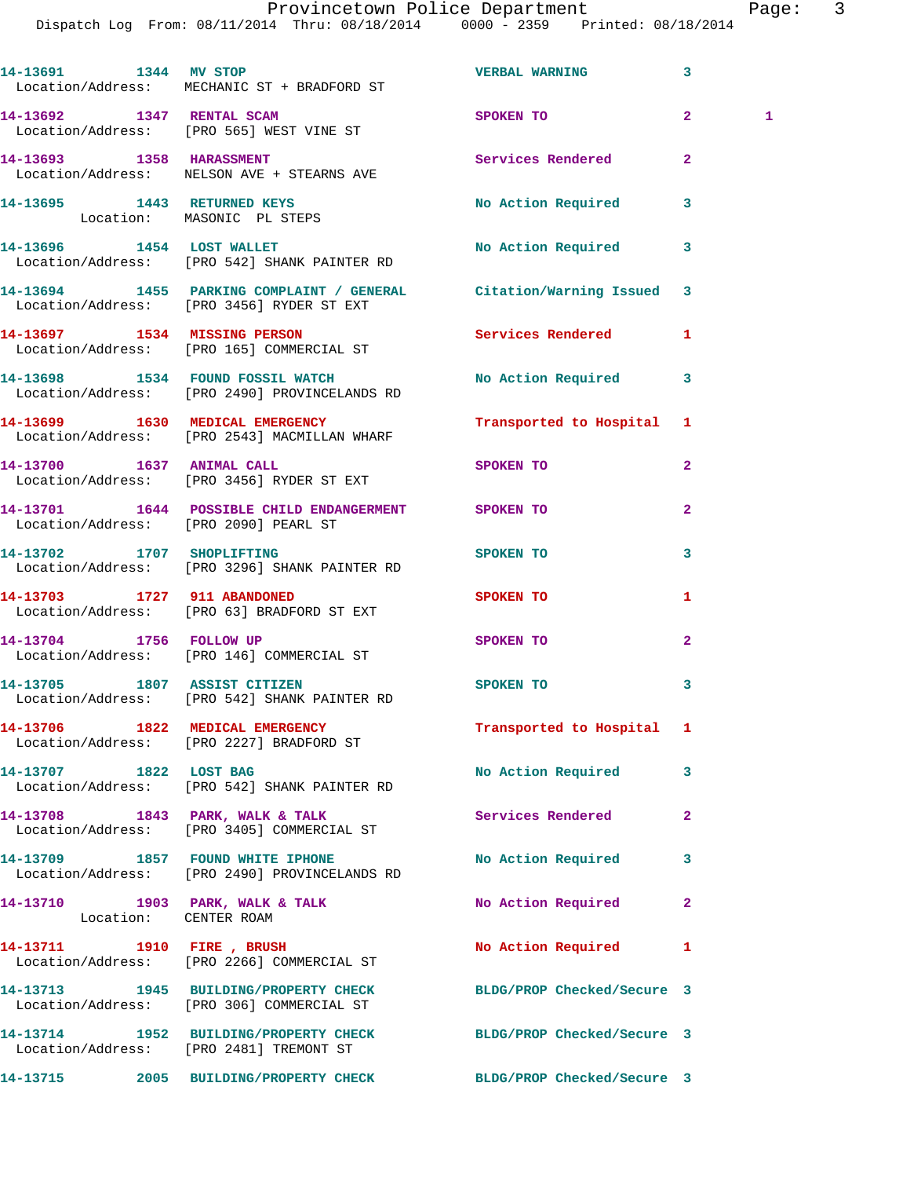14-13691 1344 MV STOP VERBAL WARNING 3
Location/Address: MECHANIC ST + BRADFORD ST

14-13692 1347 RENTAL SCAM SPOKEN TO 2 1
Location/Address: [PRO 565] WEST VINE ST

14-13693 1358 HARASSMENT Services Rendered 2
Location/Address: NELSON AVE + STEARNS AVE

14-13695 1443 RETURNED KEYS No Action Required 3
Location: MASONIC PL STEPS

14-13696 1454 LOST WALLET No Action Required 3
Location/Address: [PRO 542] SHANK PAINTER RD

14-13694 1455 PARKING COMPLAINT / GENERAL Citation/Warning Issued 3
Location/Address: [PRO 3456] RYDER ST EXT

14-13697 1534 MISSING PERSON Services Rendered 1
Location/Address: [PRO 165] COMMERCIAL ST

14-13698 1534 FOUND FOSSIL WATCH No Action Required 3
Location/Address: [PRO 2490] PROVINCELANDS RD

14-13699 1630 MEDICAL EMERGENCY Transported to Hospital 1
Location/Address: [PRO 2543] MACMILLAN WHARF

14-13700 1637 ANIMAL CALL SPOKEN TO 2
Location/Address: [PRO 3456] RYDER ST EXT

14-13701 1644 POSSIBLE CHILD ENDANGERMENT SPOKEN TO 2
Location/Address: [PRO 2090] PEARL ST

14-13702 1707 SHOPLIFTING SPOKEN TO 3
Location/Address: [PRO 3296] SHANK PAINTER RD

14-13703 1727 911 ABANDONED SPOKEN TO 1
Location/Address: [PRO 63] BRADFORD ST EXT

14-13704 1756 FOLLOW UP SPOKEN TO 2
Location/Address: [PRO 146] COMMERCIAL ST

14-13705 1807 ASSIST CITIZEN SPOKEN TO 3
Location/Address: [PRO 542] SHANK PAINTER RD

14-13706 1822 MEDICAL EMERGENCY Transported to Hospital 1
Location/Address: [PRO 2227] BRADFORD ST

14-13707 1822 LOST BAG No Action Required 3
Location/Address: [PRO 542] SHANK PAINTER RD

14-13708 1843 PARK, WALK & TALK Services Rendered 2
Location/Address: [PRO 3405] COMMERCIAL ST

14-13709 1857 FOUND WHITE IPHONE No Action Required 3
Location/Address: [PRO 2490] PROVINCELANDS RD

14-13710 1903 PARK, WALK & TALK No Action Required 2
Location: CENTER ROAM

14-13711 1910 FIRE , BRUSH No Action Required 1
Location/Address: [PRO 2266] COMMERCIAL ST

14-13713 1945 BUILDING/PROPERTY CHECK BLDG/PROP Checked/Secure 3
Location/Address: [PRO 306] COMMERCIAL ST

14-13714 1952 BUILDING/PROPERTY CHECK BLDG/PROP Checked/Secure 3
Location/Address: [PRO 2481] TREMONT ST

14-13715 2005 BUILDING/PROPERTY CHECK BLDG/PROP Checked/Secure 3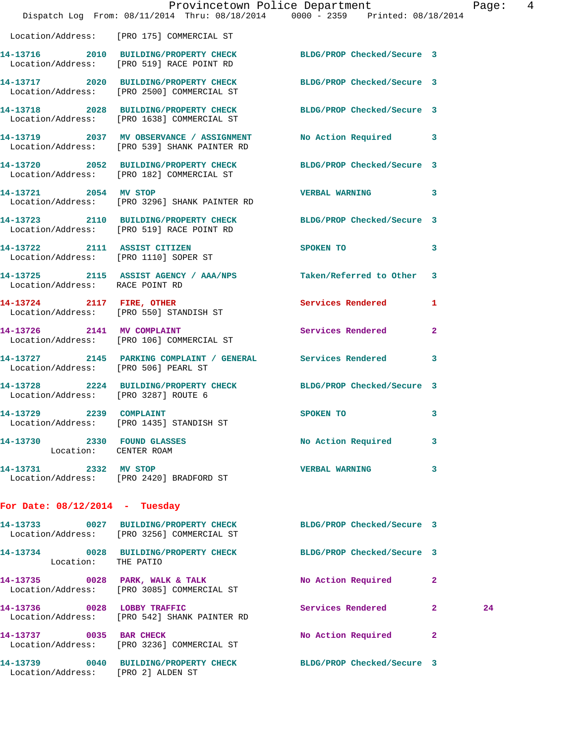Location/Address: [PRO 175] COMMERCIAL ST

| Call # | Time | Call Reason | Action | Priority | |
|---|---|---|---|---|---|
| 14-13716 | 2010 | BUILDING/PROPERTY CHECK | BLDG/PROP Checked/Secure | 3 | |
| | | Location/Address: [PRO 519] RACE POINT RD | | | |
| 14-13717 | 2020 | BUILDING/PROPERTY CHECK | BLDG/PROP Checked/Secure | 3 | |
| | | Location/Address: [PRO 2500] COMMERCIAL ST | | | |
| 14-13718 | 2028 | BUILDING/PROPERTY CHECK | BLDG/PROP Checked/Secure | 3 | |
| | | Location/Address: [PRO 1638] COMMERCIAL ST | | | |
| 14-13719 | 2037 | MV OBSERVANCE / ASSIGNMENT | No Action Required | 3 | |
| | | Location/Address: [PRO 539] SHANK PAINTER RD | | | |
| 14-13720 | 2052 | BUILDING/PROPERTY CHECK | BLDG/PROP Checked/Secure | 3 | |
| | | Location/Address: [PRO 182] COMMERCIAL ST | | | |
| 14-13721 | 2054 | MV STOP | VERBAL WARNING | 3 | |
| | | Location/Address: [PRO 3296] SHANK PAINTER RD | | | |
| 14-13723 | 2110 | BUILDING/PROPERTY CHECK | BLDG/PROP Checked/Secure | 3 | |
| | | Location/Address: [PRO 519] RACE POINT RD | | | |
| 14-13722 | 2111 | ASSIST CITIZEN | SPOKEN TO | 3 | |
| | | Location/Address: [PRO 1110] SOPER ST | | | |
| 14-13725 | 2115 | ASSIST AGENCY / AAA/NPS | Taken/Referred to Other | 3 | |
| | | Location/Address: RACE POINT RD | | | |
| 14-13724 | 2117 | FIRE, OTHER | Services Rendered | 1 | |
| | | Location/Address: [PRO 550] STANDISH ST | | | |
| 14-13726 | 2141 | MV COMPLAINT | Services Rendered | 2 | |
| | | Location/Address: [PRO 106] COMMERCIAL ST | | | |
| 14-13727 | 2145 | PARKING COMPLAINT / GENERAL | Services Rendered | 3 | |
| | | Location/Address: [PRO 506] PEARL ST | | | |
| 14-13728 | 2224 | BUILDING/PROPERTY CHECK | BLDG/PROP Checked/Secure | 3 | |
| | | Location/Address: [PRO 3287] ROUTE 6 | | | |
| 14-13729 | 2239 | COMPLAINT | SPOKEN TO | 3 | |
| | | Location/Address: [PRO 1435] STANDISH ST | | | |
| 14-13730 | 2330 | FOUND GLASSES | No Action Required | 3 | |
| | | Location: CENTER ROAM | | | |
| 14-13731 | 2332 | MV STOP | VERBAL WARNING | 3 | |
| | | Location/Address: [PRO 2420] BRADFORD ST | | | |

## For Date: 08/12/2014 - Tuesday

| Call # | Time | Call Reason | Action | Priority | |
|---|---|---|---|---|---|
| 14-13733 | 0027 | BUILDING/PROPERTY CHECK | BLDG/PROP Checked/Secure | 3 | |
| | | Location/Address: [PRO 3256] COMMERCIAL ST | | | |
| 14-13734 | 0028 | BUILDING/PROPERTY CHECK | BLDG/PROP Checked/Secure | 3 | |
| | | Location: THE PATIO | | | |
| 14-13735 | 0028 | PARK, WALK & TALK | No Action Required | 2 | |
| | | Location/Address: [PRO 3085] COMMERCIAL ST | | | |
| 14-13736 | 0028 | LOBBY TRAFFIC | Services Rendered | 2 | 24 |
| | | Location/Address: [PRO 542] SHANK PAINTER RD | | | |
| 14-13737 | 0035 | BAR CHECK | No Action Required | 2 | |
| | | Location/Address: [PRO 3236] COMMERCIAL ST | | | |
| 14-13739 | 0040 | BUILDING/PROPERTY CHECK | BLDG/PROP Checked/Secure | 3 | |
| | | Location/Address: [PRO 2] ALDEN ST | | | |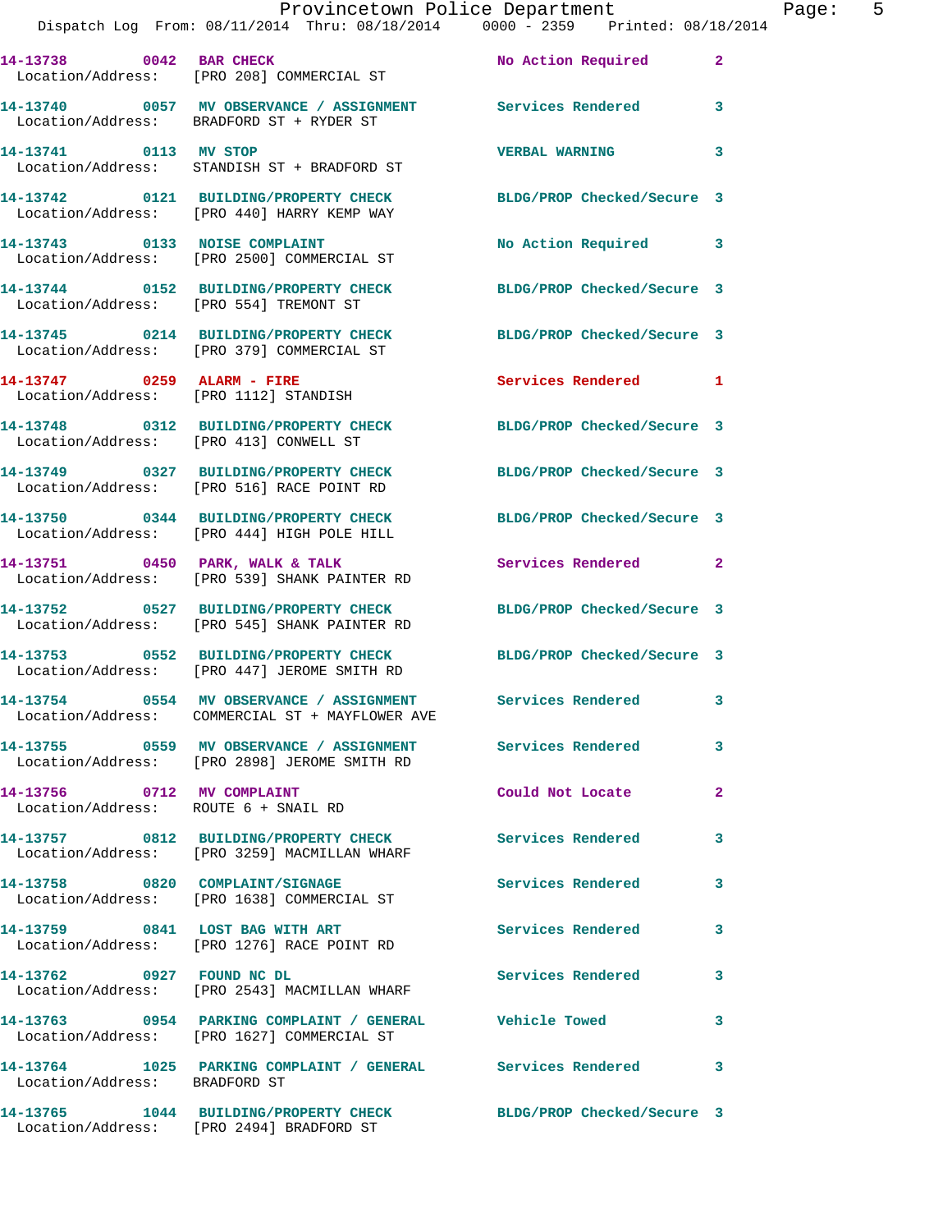| Call # | Time | Call Reason | Action | Priority |
|---|---|---|---|---|
| 14-13738 | 0042 | BAR CHECK | No Action Required | 2 |
| Location/Address: | | [PRO 208] COMMERCIAL ST | | |
| 14-13740 | 0057 | MV OBSERVANCE / ASSIGNMENT | Services Rendered | 3 |
| Location/Address: | | BRADFORD ST + RYDER ST | | |
| 14-13741 | 0113 | MV STOP | VERBAL WARNING | 3 |
| Location/Address: | | STANDISH ST + BRADFORD ST | | |
| 14-13742 | 0121 | BUILDING/PROPERTY CHECK | BLDG/PROP Checked/Secure | 3 |
| Location/Address: | | [PRO 440] HARRY KEMP WAY | | |
| 14-13743 | 0133 | NOISE COMPLAINT | No Action Required | 3 |
| Location/Address: | | [PRO 2500] COMMERCIAL ST | | |
| 14-13744 | 0152 | BUILDING/PROPERTY CHECK | BLDG/PROP Checked/Secure | 3 |
| Location/Address: | | [PRO 554] TREMONT ST | | |
| 14-13745 | 0214 | BUILDING/PROPERTY CHECK | BLDG/PROP Checked/Secure | 3 |
| Location/Address: | | [PRO 379] COMMERCIAL ST | | |
| 14-13747 | 0259 | ALARM - FIRE | Services Rendered | 1 |
| Location/Address: | | [PRO 1112] STANDISH | | |
| 14-13748 | 0312 | BUILDING/PROPERTY CHECK | BLDG/PROP Checked/Secure | 3 |
| Location/Address: | | [PRO 413] CONWELL ST | | |
| 14-13749 | 0327 | BUILDING/PROPERTY CHECK | BLDG/PROP Checked/Secure | 3 |
| Location/Address: | | [PRO 516] RACE POINT RD | | |
| 14-13750 | 0344 | BUILDING/PROPERTY CHECK | BLDG/PROP Checked/Secure | 3 |
| Location/Address: | | [PRO 444] HIGH POLE HILL | | |
| 14-13751 | 0450 | PARK, WALK & TALK | Services Rendered | 2 |
| Location/Address: | | [PRO 539] SHANK PAINTER RD | | |
| 14-13752 | 0527 | BUILDING/PROPERTY CHECK | BLDG/PROP Checked/Secure | 3 |
| Location/Address: | | [PRO 545] SHANK PAINTER RD | | |
| 14-13753 | 0552 | BUILDING/PROPERTY CHECK | BLDG/PROP Checked/Secure | 3 |
| Location/Address: | | [PRO 447] JEROME SMITH RD | | |
| 14-13754 | 0554 | MV OBSERVANCE / ASSIGNMENT | Services Rendered | 3 |
| Location/Address: | | COMMERCIAL ST + MAYFLOWER AVE | | |
| 14-13755 | 0559 | MV OBSERVANCE / ASSIGNMENT | Services Rendered | 3 |
| Location/Address: | | [PRO 2898] JEROME SMITH RD | | |
| 14-13756 | 0712 | MV COMPLAINT | Could Not Locate | 2 |
| Location/Address: | | ROUTE 6 + SNAIL RD | | |
| 14-13757 | 0812 | BUILDING/PROPERTY CHECK | Services Rendered | 3 |
| Location/Address: | | [PRO 3259] MACMILLAN WHARF | | |
| 14-13758 | 0820 | COMPLAINT/SIGNAGE | Services Rendered | 3 |
| Location/Address: | | [PRO 1638] COMMERCIAL ST | | |
| 14-13759 | 0841 | LOST BAG WITH ART | Services Rendered | 3 |
| Location/Address: | | [PRO 1276] RACE POINT RD | | |
| 14-13762 | 0927 | FOUND NC DL | Services Rendered | 3 |
| Location/Address: | | [PRO 2543] MACMILLAN WHARF | | |
| 14-13763 | 0954 | PARKING COMPLAINT / GENERAL | Vehicle Towed | 3 |
| Location/Address: | | [PRO 1627] COMMERCIAL ST | | |
| 14-13764 | 1025 | PARKING COMPLAINT / GENERAL | Services Rendered | 3 |
| Location/Address: | | BRADFORD ST | | |
| 14-13765 | 1044 | BUILDING/PROPERTY CHECK | BLDG/PROP Checked/Secure | 3 |
| Location/Address: | | [PRO 2494] BRADFORD ST | | |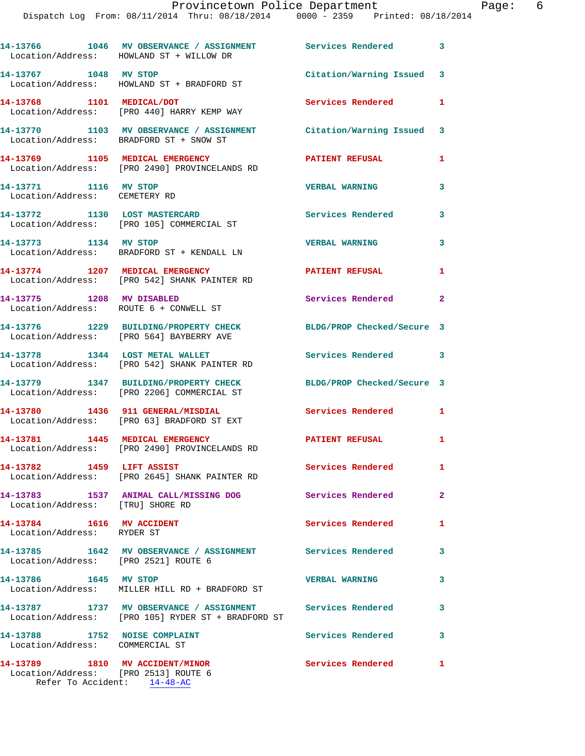| Call # | Time | Call Reason | Action | Priority |
|---|---|---|---|---|
| 14-13766 | 1046 | MV OBSERVANCE / ASSIGNMENT | Services Rendered | 3 |
| Location/Address: HOWLAND ST + WILLOW DR | | | | |
| 14-13767 | 1048 | MV STOP | Citation/Warning Issued | 3 |
| Location/Address: HOWLAND ST + BRADFORD ST | | | | |
| 14-13768 | 1101 | MEDICAL/DOT | Services Rendered | 1 |
| Location/Address: [PRO 440] HARRY KEMP WAY | | | | |
| 14-13770 | 1103 | MV OBSERVANCE / ASSIGNMENT | Citation/Warning Issued | 3 |
| Location/Address: BRADFORD ST + SNOW ST | | | | |
| 14-13769 | 1105 | MEDICAL EMERGENCY | PATIENT REFUSAL | 1 |
| Location/Address: [PRO 2490] PROVINCELANDS RD | | | | |
| 14-13771 | 1116 | MV STOP | VERBAL WARNING | 3 |
| Location/Address: CEMETERY RD | | | | |
| 14-13772 | 1130 | LOST MASTERCARD | Services Rendered | 3 |
| Location/Address: [PRO 105] COMMERCIAL ST | | | | |
| 14-13773 | 1134 | MV STOP | VERBAL WARNING | 3 |
| Location/Address: BRADFORD ST + KENDALL LN | | | | |
| 14-13774 | 1207 | MEDICAL EMERGENCY | PATIENT REFUSAL | 1 |
| Location/Address: [PRO 542] SHANK PAINTER RD | | | | |
| 14-13775 | 1208 | MV DISABLED | Services Rendered | 2 |
| Location/Address: ROUTE 6 + CONWELL ST | | | | |
| 14-13776 | 1229 | BUILDING/PROPERTY CHECK | BLDG/PROP Checked/Secure | 3 |
| Location/Address: [PRO 564] BAYBERRY AVE | | | | |
| 14-13778 | 1344 | LOST METAL WALLET | Services Rendered | 3 |
| Location/Address: [PRO 542] SHANK PAINTER RD | | | | |
| 14-13779 | 1347 | BUILDING/PROPERTY CHECK | BLDG/PROP Checked/Secure | 3 |
| Location/Address: [PRO 2206] COMMERCIAL ST | | | | |
| 14-13780 | 1436 | 911 GENERAL/MISDIAL | Services Rendered | 1 |
| Location/Address: [PRO 63] BRADFORD ST EXT | | | | |
| 14-13781 | 1445 | MEDICAL EMERGENCY | PATIENT REFUSAL | 1 |
| Location/Address: [PRO 2490] PROVINCELANDS RD | | | | |
| 14-13782 | 1459 | LIFT ASSIST | Services Rendered | 1 |
| Location/Address: [PRO 2645] SHANK PAINTER RD | | | | |
| 14-13783 | 1537 | ANIMAL CALL/MISSING DOG | Services Rendered | 2 |
| Location/Address: [TRU] SHORE RD | | | | |
| 14-13784 | 1616 | MV ACCIDENT | Services Rendered | 1 |
| Location/Address: RYDER ST | | | | |
| 14-13785 | 1642 | MV OBSERVANCE / ASSIGNMENT | Services Rendered | 3 |
| Location/Address: [PRO 2521] ROUTE 6 | | | | |
| 14-13786 | 1645 | MV STOP | VERBAL WARNING | 3 |
| Location/Address: MILLER HILL RD + BRADFORD ST | | | | |
| 14-13787 | 1737 | MV OBSERVANCE / ASSIGNMENT | Services Rendered | 3 |
| Location/Address: [PRO 105] RYDER ST + BRADFORD ST | | | | |
| 14-13788 | 1752 | NOISE COMPLAINT | Services Rendered | 3 |
| Location/Address: COMMERCIAL ST | | | | |
| 14-13789 | 1810 | MV ACCIDENT/MINOR | Services Rendered | 1 |
| Location/Address: [PRO 2513] ROUTE 6 | | | | |
| Refer To Accident: 14-48-AC | | | | |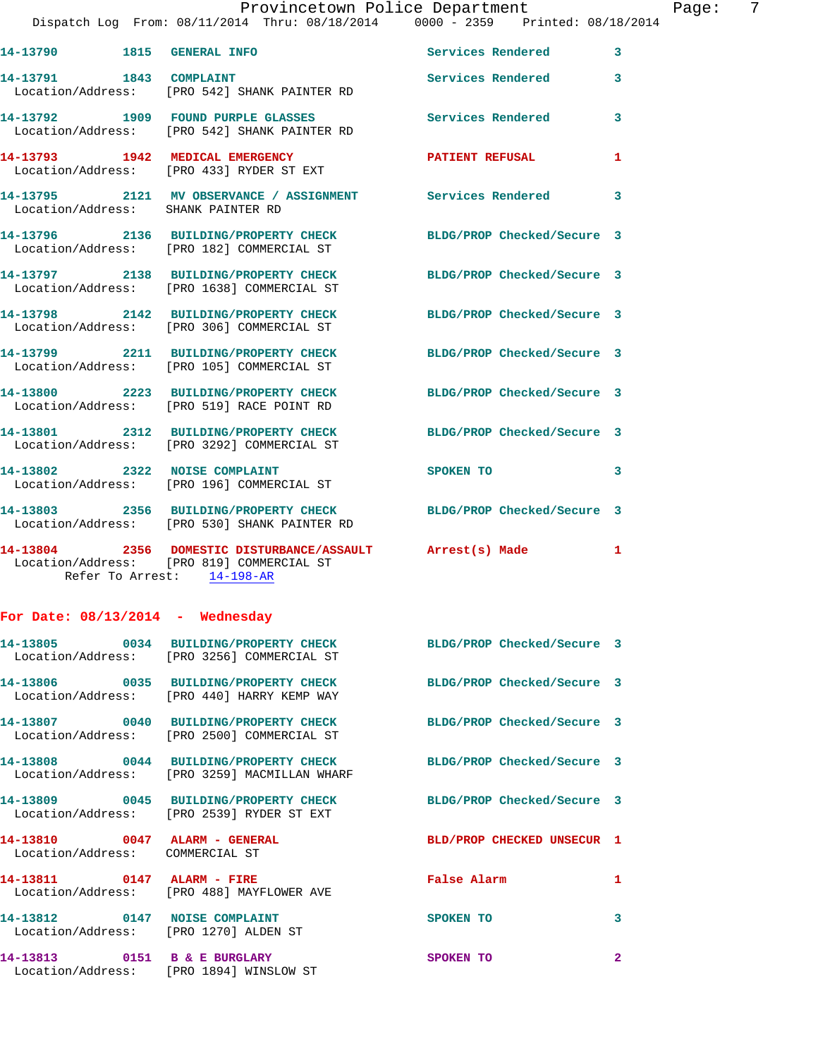14-13790 1815 GENERAL INFO Services Rendered 3

14-13791 1843 COMPLAINT Services Rendered 3
Location/Address: [PRO 542] SHANK PAINTER RD

14-13792 1909 FOUND PURPLE GLASSES Services Rendered 3
Location/Address: [PRO 542] SHANK PAINTER RD

14-13793 1942 MEDICAL EMERGENCY PATIENT REFUSAL 1
Location/Address: [PRO 433] RYDER ST EXT

14-13795 2121 MV OBSERVANCE / ASSIGNMENT Services Rendered 3
Location/Address: SHANK PAINTER RD

14-13796 2136 BUILDING/PROPERTY CHECK BLDG/PROP Checked/Secure 3
Location/Address: [PRO 182] COMMERCIAL ST

14-13797 2138 BUILDING/PROPERTY CHECK BLDG/PROP Checked/Secure 3
Location/Address: [PRO 1638] COMMERCIAL ST

14-13798 2142 BUILDING/PROPERTY CHECK BLDG/PROP Checked/Secure 3
Location/Address: [PRO 306] COMMERCIAL ST

14-13799 2211 BUILDING/PROPERTY CHECK BLDG/PROP Checked/Secure 3
Location/Address: [PRO 105] COMMERCIAL ST

14-13800 2223 BUILDING/PROPERTY CHECK BLDG/PROP Checked/Secure 3
Location/Address: [PRO 519] RACE POINT RD

14-13801 2312 BUILDING/PROPERTY CHECK BLDG/PROP Checked/Secure 3
Location/Address: [PRO 3292] COMMERCIAL ST

14-13802 2322 NOISE COMPLAINT SPOKEN TO 3
Location/Address: [PRO 196] COMMERCIAL ST

14-13803 2356 BUILDING/PROPERTY CHECK BLDG/PROP Checked/Secure 3
Location/Address: [PRO 530] SHANK PAINTER RD

14-13804 2356 DOMESTIC DISTURBANCE/ASSAULT Arrest(s) Made 1
Location/Address: [PRO 819] COMMERCIAL ST
Refer To Arrest: 14-198-AR

## For Date: 08/13/2014 - Wednesday

14-13805 0034 BUILDING/PROPERTY CHECK BLDG/PROP Checked/Secure 3
Location/Address: [PRO 3256] COMMERCIAL ST

14-13806 0035 BUILDING/PROPERTY CHECK BLDG/PROP Checked/Secure 3
Location/Address: [PRO 440] HARRY KEMP WAY

14-13807 0040 BUILDING/PROPERTY CHECK BLDG/PROP Checked/Secure 3
Location/Address: [PRO 2500] COMMERCIAL ST

14-13808 0044 BUILDING/PROPERTY CHECK BLDG/PROP Checked/Secure 3
Location/Address: [PRO 3259] MACMILLAN WHARF

14-13809 0045 BUILDING/PROPERTY CHECK BLDG/PROP Checked/Secure 3
Location/Address: [PRO 2539] RYDER ST EXT

14-13810 0047 ALARM - GENERAL BLD/PROP CHECKED UNSECUR 1
Location/Address: COMMERCIAL ST

14-13811 0147 ALARM - FIRE False Alarm 1
Location/Address: [PRO 488] MAYFLOWER AVE

14-13812 0147 NOISE COMPLAINT SPOKEN TO 3
Location/Address: [PRO 1270] ALDEN ST

14-13813 0151 B & E BURGLARY SPOKEN TO 2
Location/Address: [PRO 1894] WINSLOW ST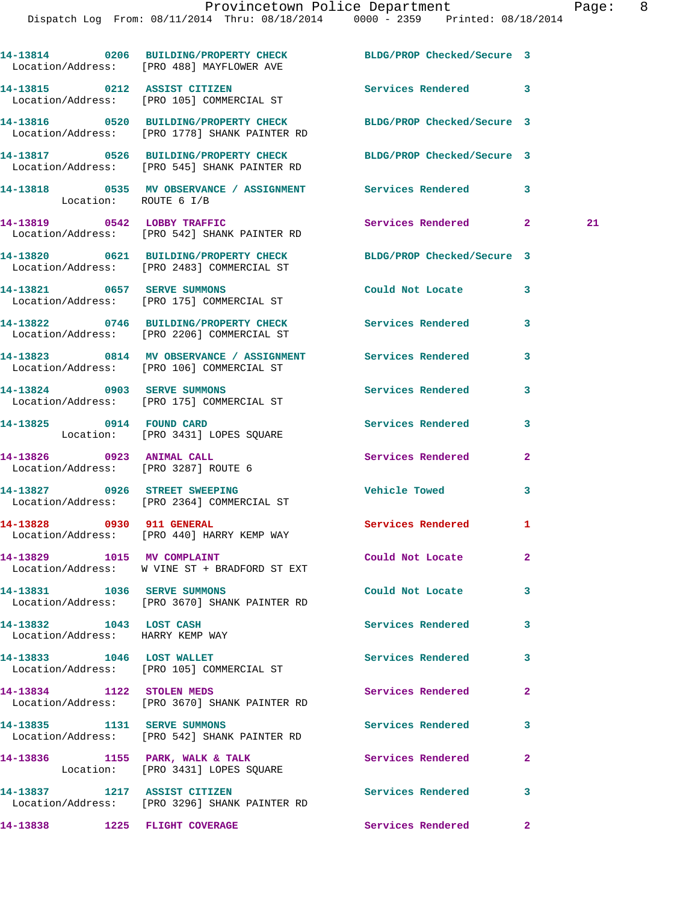14-13814 0206 BUILDING/PROPERTY CHECK BLDG/PROP Checked/Secure 3
Location/Address: [PRO 488] MAYFLOWER AVE

14-13815 0212 ASSIST CITIZEN Services Rendered 3
Location/Address: [PRO 105] COMMERCIAL ST

14-13816 0520 BUILDING/PROPERTY CHECK BLDG/PROP Checked/Secure 3
Location/Address: [PRO 1778] SHANK PAINTER RD

14-13817 0526 BUILDING/PROPERTY CHECK BLDG/PROP Checked/Secure 3
Location/Address: [PRO 545] SHANK PAINTER RD

14-13818 0535 MV OBSERVANCE / ASSIGNMENT Services Rendered 3
Location: ROUTE 6 I/B

14-13819 0542 LOBBY TRAFFIC Services Rendered 2 21
Location/Address: [PRO 542] SHANK PAINTER RD

14-13820 0621 BUILDING/PROPERTY CHECK BLDG/PROP Checked/Secure 3
Location/Address: [PRO 2483] COMMERCIAL ST

14-13821 0657 SERVE SUMMONS Could Not Locate 3
Location/Address: [PRO 175] COMMERCIAL ST

14-13822 0746 BUILDING/PROPERTY CHECK Services Rendered 3
Location/Address: [PRO 2206] COMMERCIAL ST

14-13823 0814 MV OBSERVANCE / ASSIGNMENT Services Rendered 3
Location/Address: [PRO 106] COMMERCIAL ST

14-13824 0903 SERVE SUMMONS Services Rendered 3
Location/Address: [PRO 175] COMMERCIAL ST

14-13825 0914 FOUND CARD Services Rendered 3
Location: [PRO 3431] LOPES SQUARE

14-13826 0923 ANIMAL CALL Services Rendered 2
Location/Address: [PRO 3287] ROUTE 6

14-13827 0926 STREET SWEEPING Vehicle Towed 3
Location/Address: [PRO 2364] COMMERCIAL ST

14-13828 0930 911 GENERAL Services Rendered 1
Location/Address: [PRO 440] HARRY KEMP WAY

14-13829 1015 MV COMPLAINT Could Not Locate 2
Location/Address: W VINE ST + BRADFORD ST EXT

14-13831 1036 SERVE SUMMONS Could Not Locate 3
Location/Address: [PRO 3670] SHANK PAINTER RD

14-13832 1043 LOST CASH Services Rendered 3
Location/Address: HARRY KEMP WAY

14-13833 1046 LOST WALLET Services Rendered 3
Location/Address: [PRO 105] COMMERCIAL ST

14-13834 1122 STOLEN MEDS Services Rendered 2
Location/Address: [PRO 3670] SHANK PAINTER RD

14-13835 1131 SERVE SUMMONS Services Rendered 3
Location/Address: [PRO 542] SHANK PAINTER RD

14-13836 1155 PARK, WALK & TALK Services Rendered 2
Location: [PRO 3431] LOPES SQUARE

14-13837 1217 ASSIST CITIZEN Services Rendered 3
Location/Address: [PRO 3296] SHANK PAINTER RD

14-13838 1225 FLIGHT COVERAGE Services Rendered 2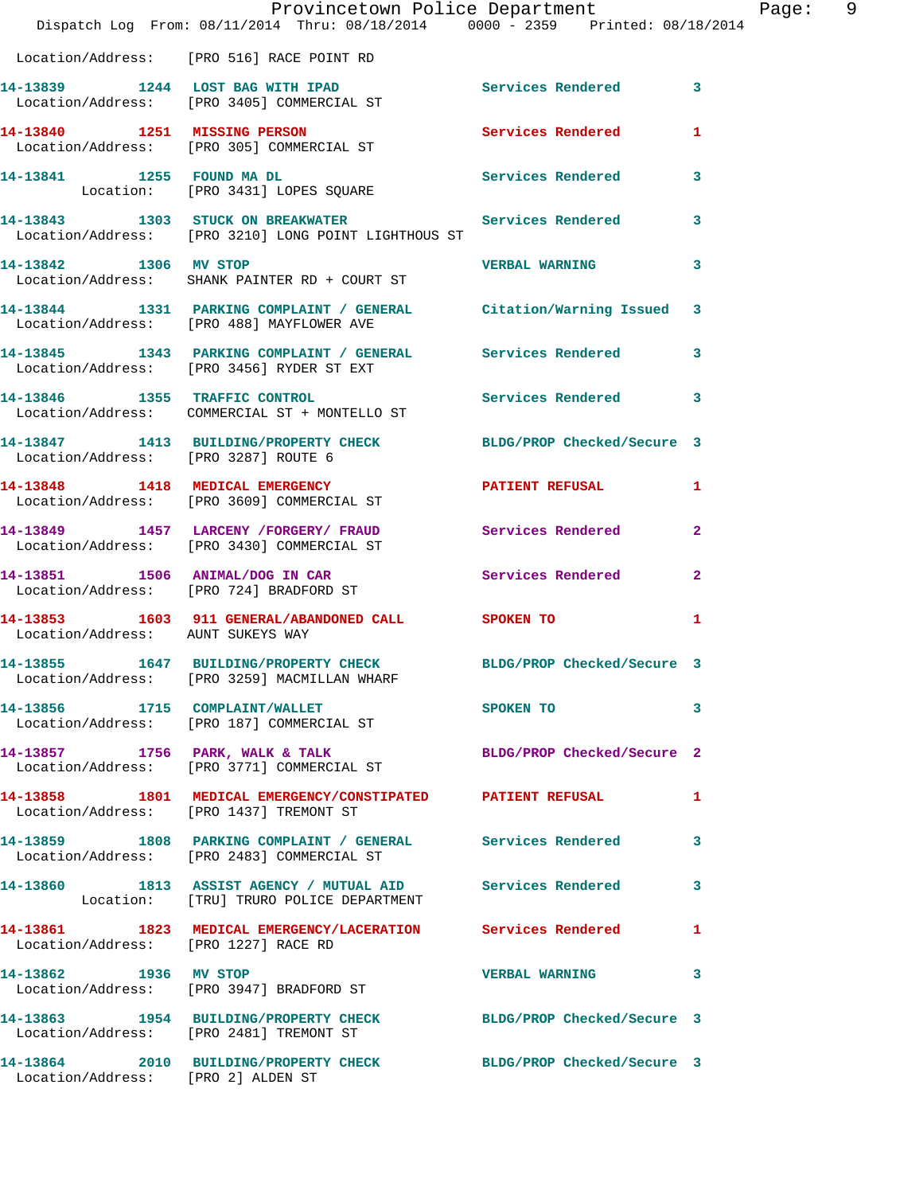Location/Address: [PRO 516] RACE POINT RD

| Call Number | Time | Call Reason | Action | Priority |
|---|---|---|---|---|
| 14-13839 | 1244 | LOST BAG WITH IPAD | Services Rendered | 3 |
| Location/Address: | | [PRO 3405] COMMERCIAL ST | | |
| 14-13840 | 1251 | MISSING PERSON | Services Rendered | 1 |
| Location/Address: | | [PRO 305] COMMERCIAL ST | | |
| 14-13841 | 1255 | FOUND MA DL | Services Rendered | 3 |
| Location: | | [PRO 3431] LOPES SQUARE | | |
| 14-13843 | 1303 | STUCK ON BREAKWATER | Services Rendered | 3 |
| Location/Address: | | [PRO 3210] LONG POINT LIGHTHOUS ST | | |
| 14-13842 | 1306 | MV STOP | VERBAL WARNING | 3 |
| Location/Address: | | SHANK PAINTER RD + COURT ST | | |
| 14-13844 | 1331 | PARKING COMPLAINT / GENERAL | Citation/Warning Issued | 3 |
| Location/Address: | | [PRO 488] MAYFLOWER AVE | | |
| 14-13845 | 1343 | PARKING COMPLAINT / GENERAL | Services Rendered | 3 |
| Location/Address: | | [PRO 3456] RYDER ST EXT | | |
| 14-13846 | 1355 | TRAFFIC CONTROL | Services Rendered | 3 |
| Location/Address: | | COMMERCIAL ST + MONTELLO ST | | |
| 14-13847 | 1413 | BUILDING/PROPERTY CHECK | BLDG/PROP Checked/Secure | 3 |
| Location/Address: | | [PRO 3287] ROUTE 6 | | |
| 14-13848 | 1418 | MEDICAL EMERGENCY | PATIENT REFUSAL | 1 |
| Location/Address: | | [PRO 3609] COMMERCIAL ST | | |
| 14-13849 | 1457 | LARCENY /FORGERY/ FRAUD | Services Rendered | 2 |
| Location/Address: | | [PRO 3430] COMMERCIAL ST | | |
| 14-13851 | 1506 | ANIMAL/DOG IN CAR | Services Rendered | 2 |
| Location/Address: | | [PRO 724] BRADFORD ST | | |
| 14-13853 | 1603 | 911 GENERAL/ABANDONED CALL | SPOKEN TO | 1 |
| Location/Address: | | AUNT SUKEYS WAY | | |
| 14-13855 | 1647 | BUILDING/PROPERTY CHECK | BLDG/PROP Checked/Secure | 3 |
| Location/Address: | | [PRO 3259] MACMILLAN WHARF | | |
| 14-13856 | 1715 | COMPLAINT/WALLET | SPOKEN TO | 3 |
| Location/Address: | | [PRO 187] COMMERCIAL ST | | |
| 14-13857 | 1756 | PARK, WALK & TALK | BLDG/PROP Checked/Secure | 2 |
| Location/Address: | | [PRO 3771] COMMERCIAL ST | | |
| 14-13858 | 1801 | MEDICAL EMERGENCY/CONSTIPATED | PATIENT REFUSAL | 1 |
| Location/Address: | | [PRO 1437] TREMONT ST | | |
| 14-13859 | 1808 | PARKING COMPLAINT / GENERAL | Services Rendered | 3 |
| Location/Address: | | [PRO 2483] COMMERCIAL ST | | |
| 14-13860 | 1813 | ASSIST AGENCY / MUTUAL AID | Services Rendered | 3 |
| Location: | | [TRU] TRURO POLICE DEPARTMENT | | |
| 14-13861 | 1823 | MEDICAL EMERGENCY/LACERATION | Services Rendered | 1 |
| Location/Address: | | [PRO 1227] RACE RD | | |
| 14-13862 | 1936 | MV STOP | VERBAL WARNING | 3 |
| Location/Address: | | [PRO 3947] BRADFORD ST | | |
| 14-13863 | 1954 | BUILDING/PROPERTY CHECK | BLDG/PROP Checked/Secure | 3 |
| Location/Address: | | [PRO 2481] TREMONT ST | | |
| 14-13864 | 2010 | BUILDING/PROPERTY CHECK | BLDG/PROP Checked/Secure | 3 |
| Location/Address: | | [PRO 2] ALDEN ST | | |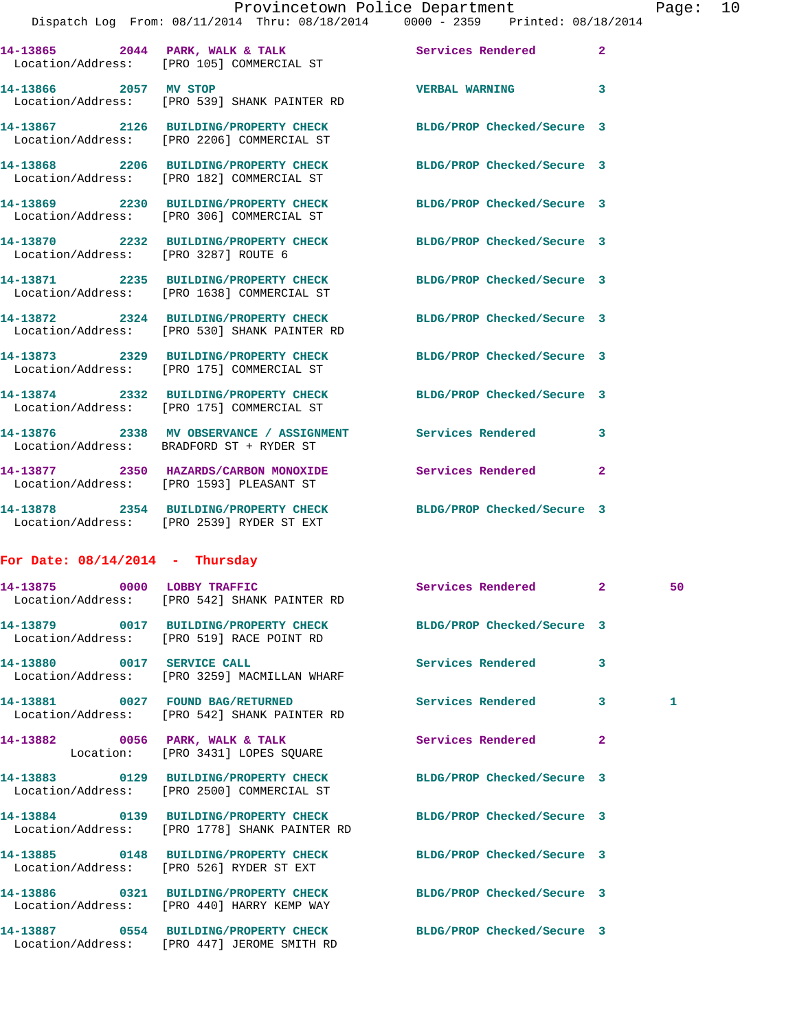14-13865 2044 PARK, WALK & TALK Services Rendered 2
Location/Address: [PRO 105] COMMERCIAL ST

14-13866 2057 MV STOP VERBAL WARNING 3
Location/Address: [PRO 539] SHANK PAINTER RD

14-13867 2126 BUILDING/PROPERTY CHECK BLDG/PROP Checked/Secure 3
Location/Address: [PRO 2206] COMMERCIAL ST

14-13868 2206 BUILDING/PROPERTY CHECK BLDG/PROP Checked/Secure 3
Location/Address: [PRO 182] COMMERCIAL ST

14-13869 2230 BUILDING/PROPERTY CHECK BLDG/PROP Checked/Secure 3
Location/Address: [PRO 306] COMMERCIAL ST

14-13870 2232 BUILDING/PROPERTY CHECK BLDG/PROP Checked/Secure 3
Location/Address: [PRO 3287] ROUTE 6

14-13871 2235 BUILDING/PROPERTY CHECK BLDG/PROP Checked/Secure 3
Location/Address: [PRO 1638] COMMERCIAL ST

14-13872 2324 BUILDING/PROPERTY CHECK BLDG/PROP Checked/Secure 3
Location/Address: [PRO 530] SHANK PAINTER RD

14-13873 2329 BUILDING/PROPERTY CHECK BLDG/PROP Checked/Secure 3
Location/Address: [PRO 175] COMMERCIAL ST

14-13874 2332 BUILDING/PROPERTY CHECK BLDG/PROP Checked/Secure 3
Location/Address: [PRO 175] COMMERCIAL ST

14-13876 2338 MV OBSERVANCE / ASSIGNMENT Services Rendered 3
Location/Address: BRADFORD ST + RYDER ST

14-13877 2350 HAZARDS/CARBON MONOXIDE Services Rendered 2
Location/Address: [PRO 1593] PLEASANT ST

14-13878 2354 BUILDING/PROPERTY CHECK BLDG/PROP Checked/Secure 3
Location/Address: [PRO 2539] RYDER ST EXT

**For Date: 08/14/2014 - Thursday**

14-13875 0000 LOBBY TRAFFIC Services Rendered 2 50
Location/Address: [PRO 542] SHANK PAINTER RD

14-13879 0017 BUILDING/PROPERTY CHECK BLDG/PROP Checked/Secure 3
Location/Address: [PRO 519] RACE POINT RD

14-13880 0017 SERVICE CALL Services Rendered 3
Location/Address: [PRO 3259] MACMILLAN WHARF

14-13881 0027 FOUND BAG/RETURNED Services Rendered 3 1
Location/Address: [PRO 542] SHANK PAINTER RD

14-13882 0056 PARK, WALK & TALK Services Rendered 2
Location: [PRO 3431] LOPES SQUARE

14-13883 0129 BUILDING/PROPERTY CHECK BLDG/PROP Checked/Secure 3
Location/Address: [PRO 2500] COMMERCIAL ST

14-13884 0139 BUILDING/PROPERTY CHECK BLDG/PROP Checked/Secure 3
Location/Address: [PRO 1778] SHANK PAINTER RD

14-13885 0148 BUILDING/PROPERTY CHECK BLDG/PROP Checked/Secure 3
Location/Address: [PRO 526] RYDER ST EXT

14-13886 0321 BUILDING/PROPERTY CHECK BLDG/PROP Checked/Secure 3
Location/Address: [PRO 440] HARRY KEMP WAY

14-13887 0554 BUILDING/PROPERTY CHECK BLDG/PROP Checked/Secure 3
Location/Address: [PRO 447] JEROME SMITH RD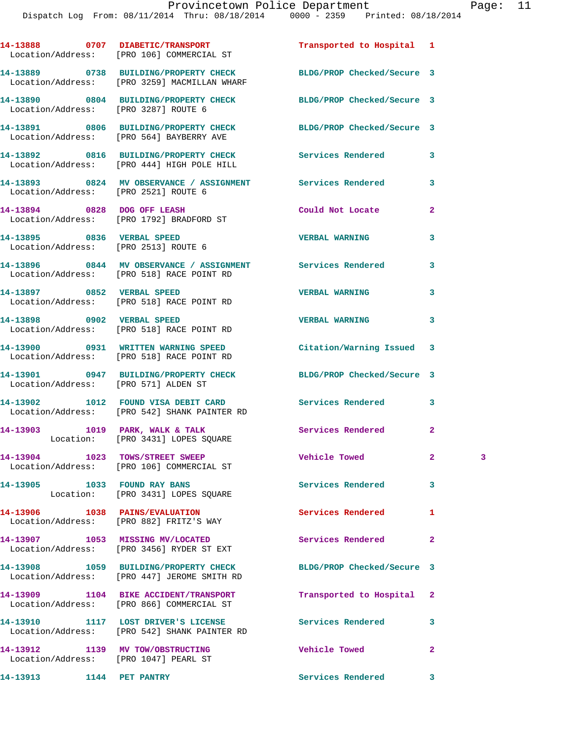14-13888 0707 DIABETIC/TRANSPORT Transported to Hospital 1
Location/Address: [PRO 106] COMMERCIAL ST

14-13889 0738 BUILDING/PROPERTY CHECK BLDG/PROP Checked/Secure 3
Location/Address: [PRO 3259] MACMILLAN WHARF

14-13890 0804 BUILDING/PROPERTY CHECK BLDG/PROP Checked/Secure 3
Location/Address: [PRO 3287] ROUTE 6

14-13891 0806 BUILDING/PROPERTY CHECK BLDG/PROP Checked/Secure 3
Location/Address: [PRO 564] BAYBERRY AVE

14-13892 0816 BUILDING/PROPERTY CHECK Services Rendered 3
Location/Address: [PRO 444] HIGH POLE HILL

14-13893 0824 MV OBSERVANCE / ASSIGNMENT Services Rendered 3
Location/Address: [PRO 2521] ROUTE 6

14-13894 0828 DOG OFF LEASH Could Not Locate 2
Location/Address: [PRO 1792] BRADFORD ST

14-13895 0836 VERBAL SPEED VERBAL WARNING 3
Location/Address: [PRO 2513] ROUTE 6

14-13896 0844 MV OBSERVANCE / ASSIGNMENT Services Rendered 3
Location/Address: [PRO 518] RACE POINT RD

14-13897 0852 VERBAL SPEED VERBAL WARNING 3
Location/Address: [PRO 518] RACE POINT RD

14-13898 0902 VERBAL SPEED VERBAL WARNING 3
Location/Address: [PRO 518] RACE POINT RD

14-13900 0931 WRITTEN WARNING SPEED Citation/Warning Issued 3
Location/Address: [PRO 518] RACE POINT RD

14-13901 0947 BUILDING/PROPERTY CHECK BLDG/PROP Checked/Secure 3
Location/Address: [PRO 571] ALDEN ST

14-13902 1012 FOUND VISA DEBIT CARD Services Rendered 3
Location/Address: [PRO 542] SHANK PAINTER RD

14-13903 1019 PARK, WALK & TALK Services Rendered 2
Location: [PRO 3431] LOPES SQUARE

14-13904 1023 TOWS/STREET SWEEP Vehicle Towed 2 3
Location/Address: [PRO 106] COMMERCIAL ST

14-13905 1033 FOUND RAY BANS Services Rendered 3
Location: [PRO 3431] LOPES SQUARE

14-13906 1038 PAINS/EVALUATION Services Rendered 1
Location/Address: [PRO 882] FRITZ'S WAY

14-13907 1053 MISSING MV/LOCATED Services Rendered 2
Location/Address: [PRO 3456] RYDER ST EXT

14-13908 1059 BUILDING/PROPERTY CHECK BLDG/PROP Checked/Secure 3
Location/Address: [PRO 447] JEROME SMITH RD

14-13909 1104 BIKE ACCIDENT/TRANSPORT Transported to Hospital 2
Location/Address: [PRO 866] COMMERCIAL ST

14-13910 1117 LOST DRIVER'S LICENSE Services Rendered 3
Location/Address: [PRO 542] SHANK PAINTER RD

14-13912 1139 MV TOW/OBSTRUCTING Vehicle Towed 2
Location/Address: [PRO 1047] PEARL ST

14-13913 1144 PET PANTRY Services Rendered 3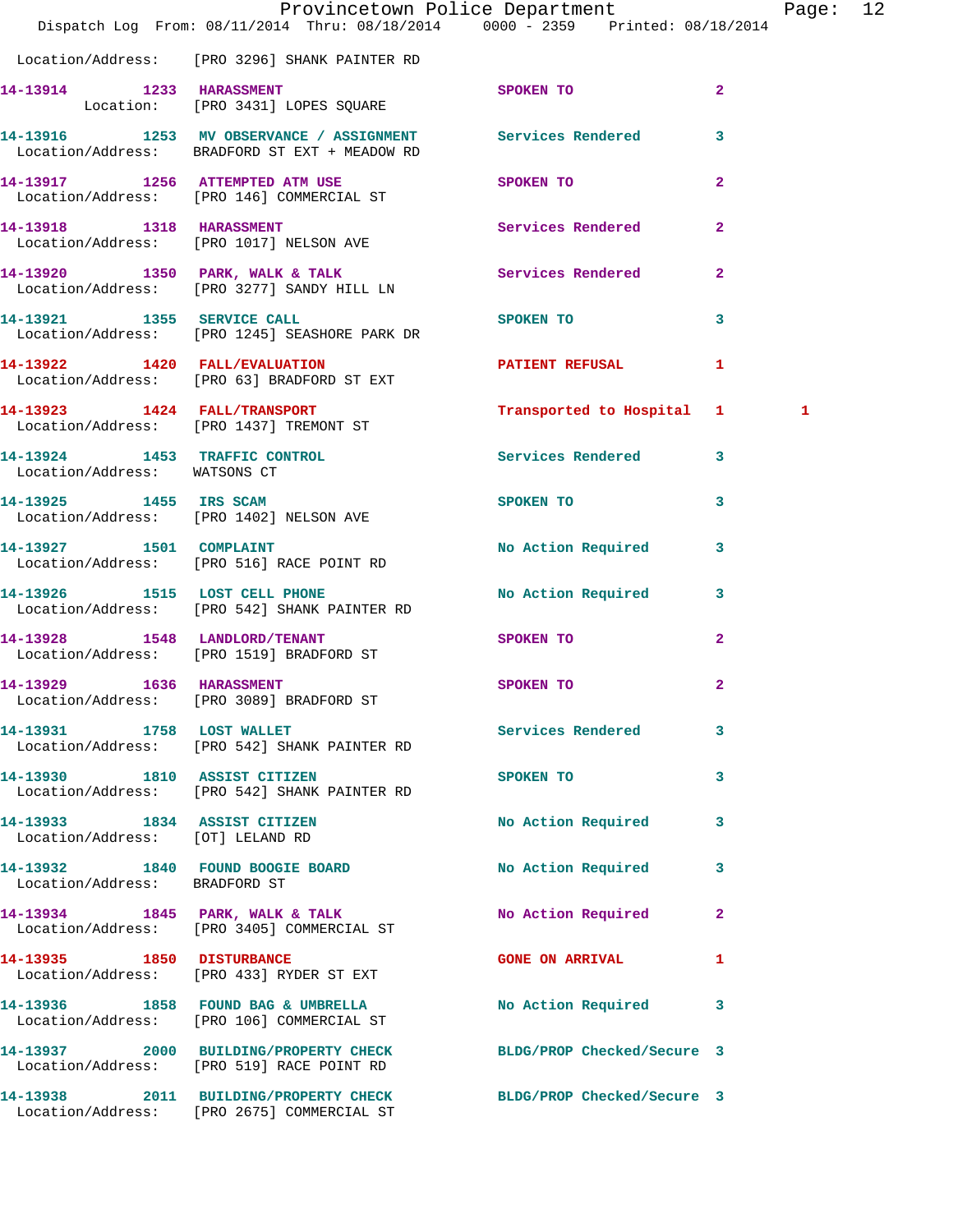Location/Address: [PRO 3296] SHANK PAINTER RD

| Call # | Time | Call Reason | Action | Priority | |
|---|---|---|---|---|---|
| 14-13914 | 1233 | HARASSMENT | SPOKEN TO | 2 | |
| | | Location: [PRO 3431] LOPES SQUARE | | | |
| 14-13916 | 1253 | MV OBSERVANCE / ASSIGNMENT | Services Rendered | 3 | |
| | | Location/Address: BRADFORD ST EXT + MEADOW RD | | | |
| 14-13917 | 1256 | ATTEMPTED ATM USE | SPOKEN TO | 2 | |
| | | Location/Address: [PRO 146] COMMERCIAL ST | | | |
| 14-13918 | 1318 | HARASSMENT | Services Rendered | 2 | |
| | | Location/Address: [PRO 1017] NELSON AVE | | | |
| 14-13920 | 1350 | PARK, WALK & TALK | Services Rendered | 2 | |
| | | Location/Address: [PRO 3277] SANDY HILL LN | | | |
| 14-13921 | 1355 | SERVICE CALL | SPOKEN TO | 3 | |
| | | Location/Address: [PRO 1245] SEASHORE PARK DR | | | |
| 14-13922 | 1420 | FALL/EVALUATION | PATIENT REFUSAL | 1 | |
| | | Location/Address: [PRO 63] BRADFORD ST EXT | | | |
| 14-13923 | 1424 | FALL/TRANSPORT | Transported to Hospital | 1 | 1 |
| | | Location/Address: [PRO 1437] TREMONT ST | | | |
| 14-13924 | 1453 | TRAFFIC CONTROL | Services Rendered | 3 | |
| | | Location/Address: WATSONS CT | | | |
| 14-13925 | 1455 | IRS SCAM | SPOKEN TO | 3 | |
| | | Location/Address: [PRO 1402] NELSON AVE | | | |
| 14-13927 | 1501 | COMPLAINT | No Action Required | 3 | |
| | | Location/Address: [PRO 516] RACE POINT RD | | | |
| 14-13926 | 1515 | LOST CELL PHONE | No Action Required | 3 | |
| | | Location/Address: [PRO 542] SHANK PAINTER RD | | | |
| 14-13928 | 1548 | LANDLORD/TENANT | SPOKEN TO | 2 | |
| | | Location/Address: [PRO 1519] BRADFORD ST | | | |
| 14-13929 | 1636 | HARASSMENT | SPOKEN TO | 2 | |
| | | Location/Address: [PRO 3089] BRADFORD ST | | | |
| 14-13931 | 1758 | LOST WALLET | Services Rendered | 3 | |
| | | Location/Address: [PRO 542] SHANK PAINTER RD | | | |
| 14-13930 | 1810 | ASSIST CITIZEN | SPOKEN TO | 3 | |
| | | Location/Address: [PRO 542] SHANK PAINTER RD | | | |
| 14-13933 | 1834 | ASSIST CITIZEN | No Action Required | 3 | |
| | | Location/Address: [OT] LELAND RD | | | |
| 14-13932 | 1840 | FOUND BOOGIE BOARD | No Action Required | 3 | |
| | | Location/Address: BRADFORD ST | | | |
| 14-13934 | 1845 | PARK, WALK & TALK | No Action Required | 2 | |
| | | Location/Address: [PRO 3405] COMMERCIAL ST | | | |
| 14-13935 | 1850 | DISTURBANCE | GONE ON ARRIVAL | 1 | |
| | | Location/Address: [PRO 433] RYDER ST EXT | | | |
| 14-13936 | 1858 | FOUND BAG & UMBRELLA | No Action Required | 3 | |
| | | Location/Address: [PRO 106] COMMERCIAL ST | | | |
| 14-13937 | 2000 | BUILDING/PROPERTY CHECK | BLDG/PROP Checked/Secure | 3 | |
| | | Location/Address: [PRO 519] RACE POINT RD | | | |
| 14-13938 | 2011 | BUILDING/PROPERTY CHECK | BLDG/PROP Checked/Secure | 3 | |
| | | Location/Address: [PRO 2675] COMMERCIAL ST | | | |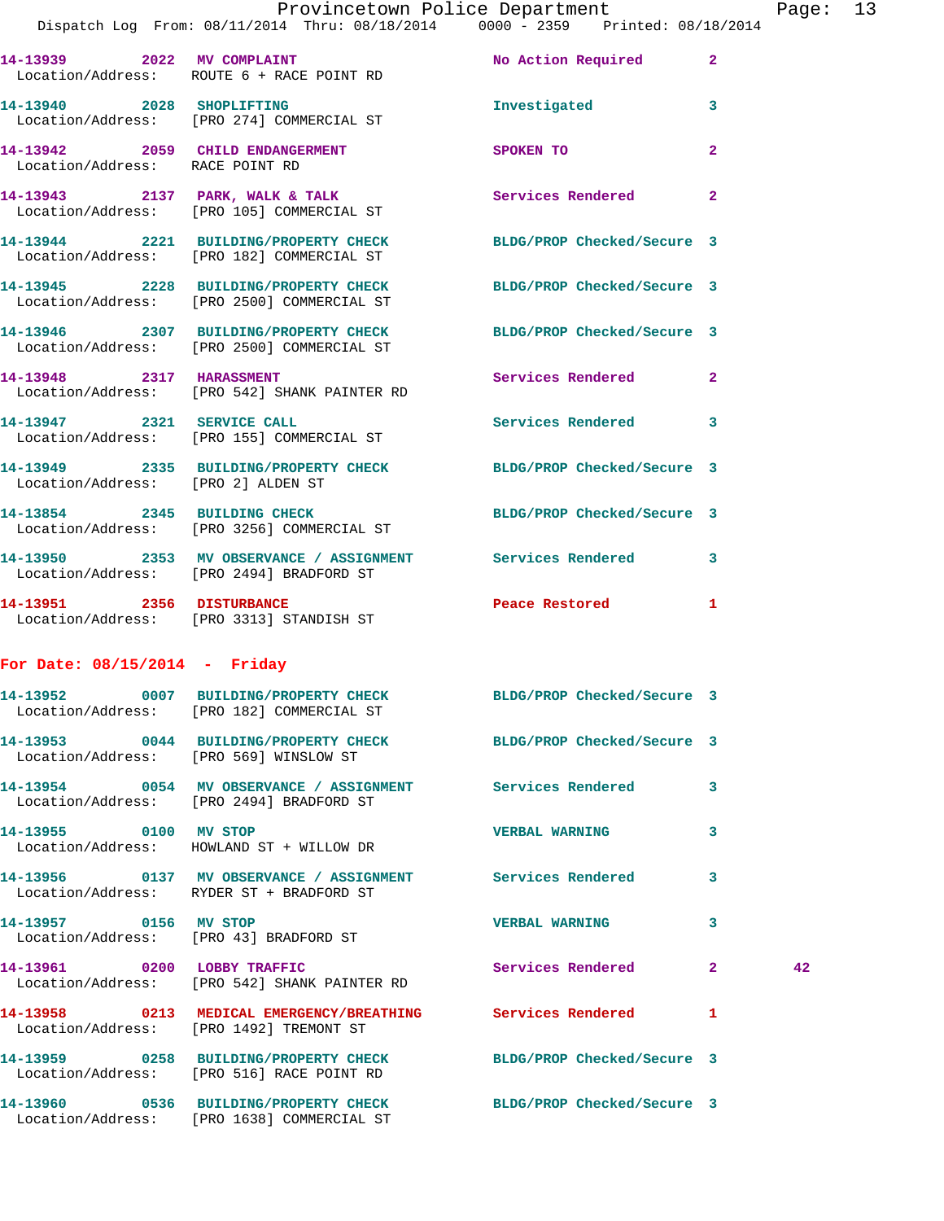14-13939 2022 MV COMPLAINT No Action Required 2
Location/Address: ROUTE 6 + RACE POINT RD

14-13940 2028 SHOPLIFTING Investigated 3
Location/Address: [PRO 274] COMMERCIAL ST

14-13942 2059 CHILD ENDANGERMENT SPOKEN TO 2
Location/Address: RACE POINT RD

14-13943 2137 PARK, WALK & TALK Services Rendered 2
Location/Address: [PRO 105] COMMERCIAL ST

14-13944 2221 BUILDING/PROPERTY CHECK BLDG/PROP Checked/Secure 3
Location/Address: [PRO 182] COMMERCIAL ST

14-13945 2228 BUILDING/PROPERTY CHECK BLDG/PROP Checked/Secure 3
Location/Address: [PRO 2500] COMMERCIAL ST

14-13946 2307 BUILDING/PROPERTY CHECK BLDG/PROP Checked/Secure 3
Location/Address: [PRO 2500] COMMERCIAL ST

14-13948 2317 HARASSMENT Services Rendered 2
Location/Address: [PRO 542] SHANK PAINTER RD

14-13947 2321 SERVICE CALL Services Rendered 3
Location/Address: [PRO 155] COMMERCIAL ST

14-13949 2335 BUILDING/PROPERTY CHECK BLDG/PROP Checked/Secure 3
Location/Address: [PRO 2] ALDEN ST

14-13854 2345 BUILDING CHECK BLDG/PROP Checked/Secure 3
Location/Address: [PRO 3256] COMMERCIAL ST

14-13950 2353 MV OBSERVANCE / ASSIGNMENT Services Rendered 3
Location/Address: [PRO 2494] BRADFORD ST

14-13951 2356 DISTURBANCE Peace Restored 1
Location/Address: [PRO 3313] STANDISH ST

## For Date: 08/15/2014 - Friday

14-13952 0007 BUILDING/PROPERTY CHECK BLDG/PROP Checked/Secure 3
Location/Address: [PRO 182] COMMERCIAL ST

14-13953 0044 BUILDING/PROPERTY CHECK BLDG/PROP Checked/Secure 3
Location/Address: [PRO 569] WINSLOW ST

14-13954 0054 MV OBSERVANCE / ASSIGNMENT Services Rendered 3
Location/Address: [PRO 2494] BRADFORD ST

14-13955 0100 MV STOP VERBAL WARNING 3
Location/Address: HOWLAND ST + WILLOW DR

14-13956 0137 MV OBSERVANCE / ASSIGNMENT Services Rendered 3
Location/Address: RYDER ST + BRADFORD ST

14-13957 0156 MV STOP VERBAL WARNING 3
Location/Address: [PRO 43] BRADFORD ST

14-13961 0200 LOBBY TRAFFIC Services Rendered 2 42
Location/Address: [PRO 542] SHANK PAINTER RD

14-13958 0213 MEDICAL EMERGENCY/BREATHING Services Rendered 1
Location/Address: [PRO 1492] TREMONT ST

14-13959 0258 BUILDING/PROPERTY CHECK BLDG/PROP Checked/Secure 3
Location/Address: [PRO 516] RACE POINT RD

14-13960 0536 BUILDING/PROPERTY CHECK BLDG/PROP Checked/Secure 3
Location/Address: [PRO 1638] COMMERCIAL ST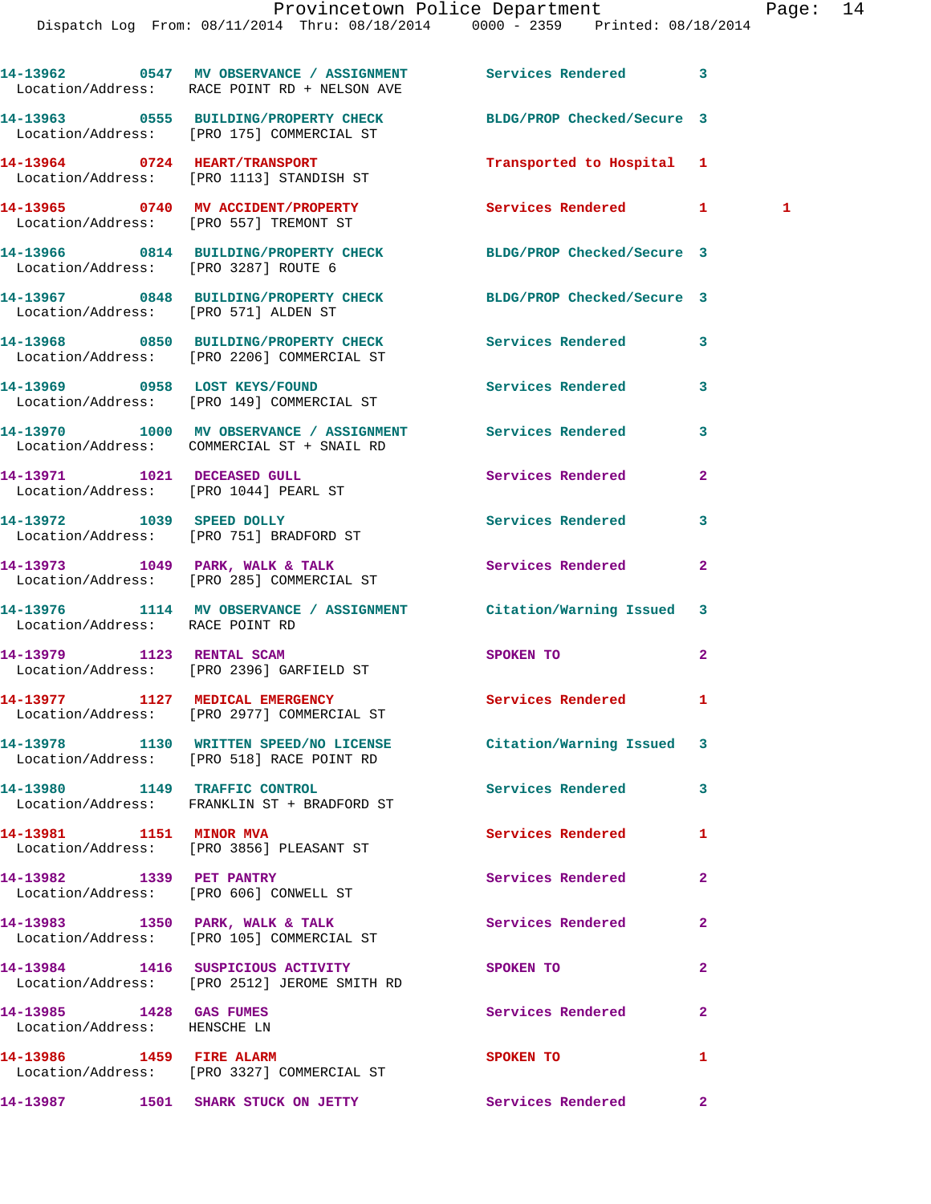14-13962 0547 MV OBSERVANCE / ASSIGNMENT Services Rendered 3
Location/Address: RACE POINT RD + NELSON AVE

14-13963 0555 BUILDING/PROPERTY CHECK BLDG/PROP Checked/Secure 3
Location/Address: [PRO 175] COMMERCIAL ST

14-13964 0724 HEART/TRANSPORT Transported to Hospital 1
Location/Address: [PRO 1113] STANDISH ST

14-13965 0740 MV ACCIDENT/PROPERTY Services Rendered 1 1
Location/Address: [PRO 557] TREMONT ST

14-13966 0814 BUILDING/PROPERTY CHECK BLDG/PROP Checked/Secure 3
Location/Address: [PRO 3287] ROUTE 6

14-13967 0848 BUILDING/PROPERTY CHECK BLDG/PROP Checked/Secure 3
Location/Address: [PRO 571] ALDEN ST

14-13968 0850 BUILDING/PROPERTY CHECK Services Rendered 3
Location/Address: [PRO 2206] COMMERCIAL ST

14-13969 0958 LOST KEYS/FOUND Services Rendered 3
Location/Address: [PRO 149] COMMERCIAL ST

14-13970 1000 MV OBSERVANCE / ASSIGNMENT Services Rendered 3
Location/Address: COMMERCIAL ST + SNAIL RD

14-13971 1021 DECEASED GULL Services Rendered 2
Location/Address: [PRO 1044] PEARL ST

14-13972 1039 SPEED DOLLY Services Rendered 3
Location/Address: [PRO 751] BRADFORD ST

14-13973 1049 PARK, WALK & TALK Services Rendered 2
Location/Address: [PRO 285] COMMERCIAL ST

14-13976 1114 MV OBSERVANCE / ASSIGNMENT Citation/Warning Issued 3
Location/Address: RACE POINT RD

14-13979 1123 RENTAL SCAM SPOKEN TO 2
Location/Address: [PRO 2396] GARFIELD ST

14-13977 1127 MEDICAL EMERGENCY Services Rendered 1
Location/Address: [PRO 2977] COMMERCIAL ST

14-13978 1130 WRITTEN SPEED/NO LICENSE Citation/Warning Issued 3
Location/Address: [PRO 518] RACE POINT RD

14-13980 1149 TRAFFIC CONTROL Services Rendered 3
Location/Address: FRANKLIN ST + BRADFORD ST

14-13981 1151 MINOR MVA Services Rendered 1
Location/Address: [PRO 3856] PLEASANT ST

14-13982 1339 PET PANTRY Services Rendered 2
Location/Address: [PRO 606] CONWELL ST

14-13983 1350 PARK, WALK & TALK Services Rendered 2
Location/Address: [PRO 105] COMMERCIAL ST

14-13984 1416 SUSPICIOUS ACTIVITY SPOKEN TO 2
Location/Address: [PRO 2512] JEROME SMITH RD

14-13985 1428 GAS FUMES Services Rendered 2
Location/Address: HENSCHE LN

14-13986 1459 FIRE ALARM SPOKEN TO 1
Location/Address: [PRO 3327] COMMERCIAL ST

14-13987 1501 SHARK STUCK ON JETTY Services Rendered 2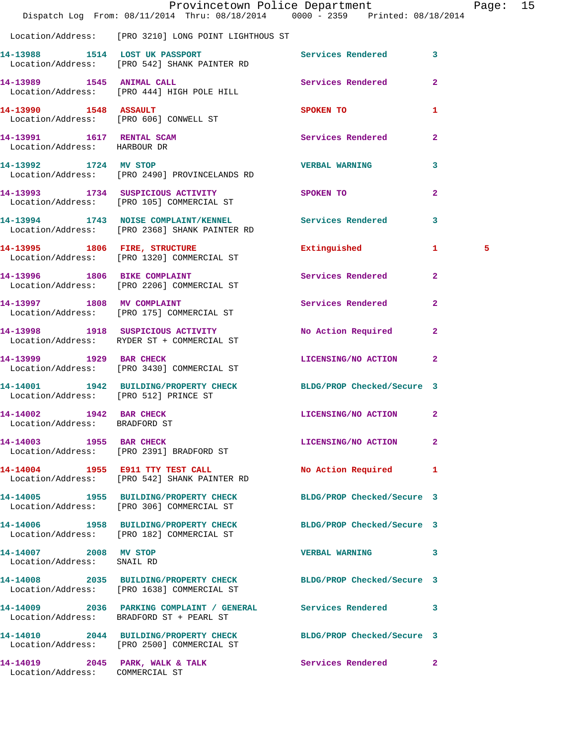Location/Address: [PRO 3210] LONG POINT LIGHTHOUS ST

14-13988 1514 LOST UK PASSPORT Services Rendered 3
Location/Address: [PRO 542] SHANK PAINTER RD

14-13989 1545 ANIMAL CALL Services Rendered 2
Location/Address: [PRO 444] HIGH POLE HILL

14-13990 1548 ASSAULT SPOKEN TO 1
Location/Address: [PRO 606] CONWELL ST

14-13991 1617 RENTAL SCAM Services Rendered 2
Location/Address: HARBOUR DR

14-13992 1724 MV STOP VERBAL WARNING 3
Location/Address: [PRO 2490] PROVINCELANDS RD

14-13993 1734 SUSPICIOUS ACTIVITY SPOKEN TO 2
Location/Address: [PRO 105] COMMERCIAL ST

14-13994 1743 NOISE COMPLAINT/KENNEL Services Rendered 3
Location/Address: [PRO 2368] SHANK PAINTER RD

14-13995 1806 FIRE, STRUCTURE Extinguished 1 5
Location/Address: [PRO 1320] COMMERCIAL ST

14-13996 1806 BIKE COMPLAINT Services Rendered 2
Location/Address: [PRO 2206] COMMERCIAL ST

14-13997 1808 MV COMPLAINT Services Rendered 2
Location/Address: [PRO 175] COMMERCIAL ST

14-13998 1918 SUSPICIOUS ACTIVITY No Action Required 2
Location/Address: RYDER ST + COMMERCIAL ST

14-13999 1929 BAR CHECK LICENSING/NO ACTION 2
Location/Address: [PRO 3430] COMMERCIAL ST

14-14001 1942 BUILDING/PROPERTY CHECK BLDG/PROP Checked/Secure 3
Location/Address: [PRO 512] PRINCE ST

14-14002 1942 BAR CHECK LICENSING/NO ACTION 2
Location/Address: BRADFORD ST

14-14003 1955 BAR CHECK LICENSING/NO ACTION 2
Location/Address: [PRO 2391] BRADFORD ST

14-14004 1955 E911 TTY TEST CALL No Action Required 1
Location/Address: [PRO 542] SHANK PAINTER RD

14-14005 1955 BUILDING/PROPERTY CHECK BLDG/PROP Checked/Secure 3
Location/Address: [PRO 306] COMMERCIAL ST

14-14006 1958 BUILDING/PROPERTY CHECK BLDG/PROP Checked/Secure 3
Location/Address: [PRO 182] COMMERCIAL ST

14-14007 2008 MV STOP VERBAL WARNING 3
Location/Address: SNAIL RD

14-14008 2035 BUILDING/PROPERTY CHECK BLDG/PROP Checked/Secure 3
Location/Address: [PRO 1638] COMMERCIAL ST

14-14009 2036 PARKING COMPLAINT / GENERAL Services Rendered 3
Location/Address: BRADFORD ST + PEARL ST

14-14010 2044 BUILDING/PROPERTY CHECK BLDG/PROP Checked/Secure 3
Location/Address: [PRO 2500] COMMERCIAL ST

14-14019 2045 PARK, WALK & TALK Services Rendered 2
Location/Address: COMMERCIAL ST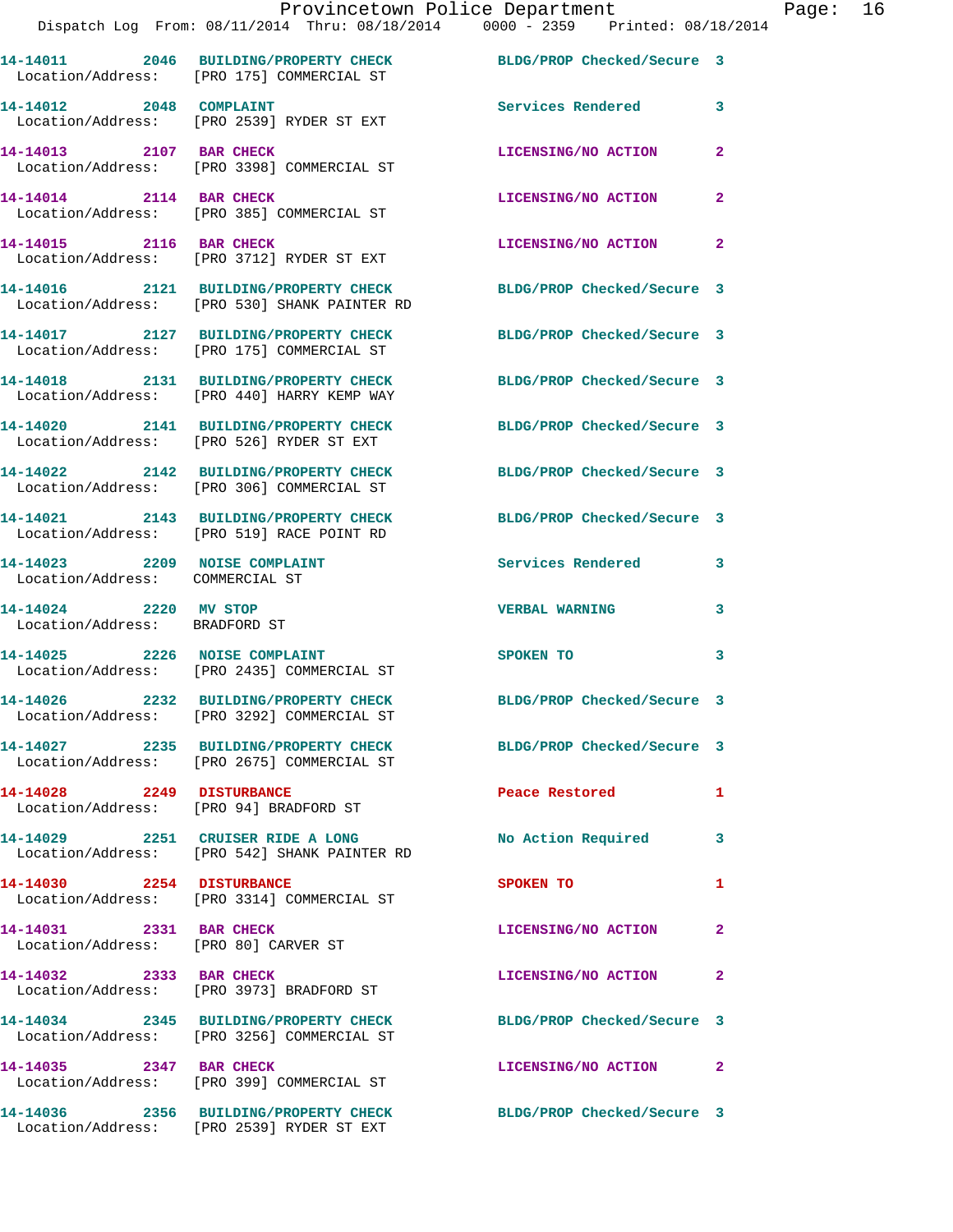14-14011 2046 BUILDING/PROPERTY CHECK BLDG/PROP Checked/Secure 3
Location/Address: [PRO 175] COMMERCIAL ST

14-14012 2048 COMPLAINT Services Rendered 3
Location/Address: [PRO 2539] RYDER ST EXT

14-14013 2107 BAR CHECK LICENSING/NO ACTION 2
Location/Address: [PRO 3398] COMMERCIAL ST

14-14014 2114 BAR CHECK LICENSING/NO ACTION 2
Location/Address: [PRO 385] COMMERCIAL ST

14-14015 2116 BAR CHECK LICENSING/NO ACTION 2
Location/Address: [PRO 3712] RYDER ST EXT

14-14016 2121 BUILDING/PROPERTY CHECK BLDG/PROP Checked/Secure 3
Location/Address: [PRO 530] SHANK PAINTER RD

14-14017 2127 BUILDING/PROPERTY CHECK BLDG/PROP Checked/Secure 3
Location/Address: [PRO 175] COMMERCIAL ST

14-14018 2131 BUILDING/PROPERTY CHECK BLDG/PROP Checked/Secure 3
Location/Address: [PRO 440] HARRY KEMP WAY

14-14020 2141 BUILDING/PROPERTY CHECK BLDG/PROP Checked/Secure 3
Location/Address: [PRO 526] RYDER ST EXT

14-14022 2142 BUILDING/PROPERTY CHECK BLDG/PROP Checked/Secure 3
Location/Address: [PRO 306] COMMERCIAL ST

14-14021 2143 BUILDING/PROPERTY CHECK BLDG/PROP Checked/Secure 3
Location/Address: [PRO 519] RACE POINT RD

14-14023 2209 NOISE COMPLAINT Services Rendered 3
Location/Address: COMMERCIAL ST

14-14024 2220 MV STOP VERBAL WARNING 3
Location/Address: BRADFORD ST

14-14025 2226 NOISE COMPLAINT SPOKEN TO 3
Location/Address: [PRO 2435] COMMERCIAL ST

14-14026 2232 BUILDING/PROPERTY CHECK BLDG/PROP Checked/Secure 3
Location/Address: [PRO 3292] COMMERCIAL ST

14-14027 2235 BUILDING/PROPERTY CHECK BLDG/PROP Checked/Secure 3
Location/Address: [PRO 2675] COMMERCIAL ST

14-14028 2249 DISTURBANCE Peace Restored 1
Location/Address: [PRO 94] BRADFORD ST

14-14029 2251 CRUISER RIDE A LONG No Action Required 3
Location/Address: [PRO 542] SHANK PAINTER RD

14-14030 2254 DISTURBANCE SPOKEN TO 1
Location/Address: [PRO 3314] COMMERCIAL ST

14-14031 2331 BAR CHECK LICENSING/NO ACTION 2
Location/Address: [PRO 80] CARVER ST

14-14032 2333 BAR CHECK LICENSING/NO ACTION 2
Location/Address: [PRO 3973] BRADFORD ST

14-14034 2345 BUILDING/PROPERTY CHECK BLDG/PROP Checked/Secure 3
Location/Address: [PRO 3256] COMMERCIAL ST

14-14035 2347 BAR CHECK LICENSING/NO ACTION 2
Location/Address: [PRO 399] COMMERCIAL ST

14-14036 2356 BUILDING/PROPERTY CHECK BLDG/PROP Checked/Secure 3
Location/Address: [PRO 2539] RYDER ST EXT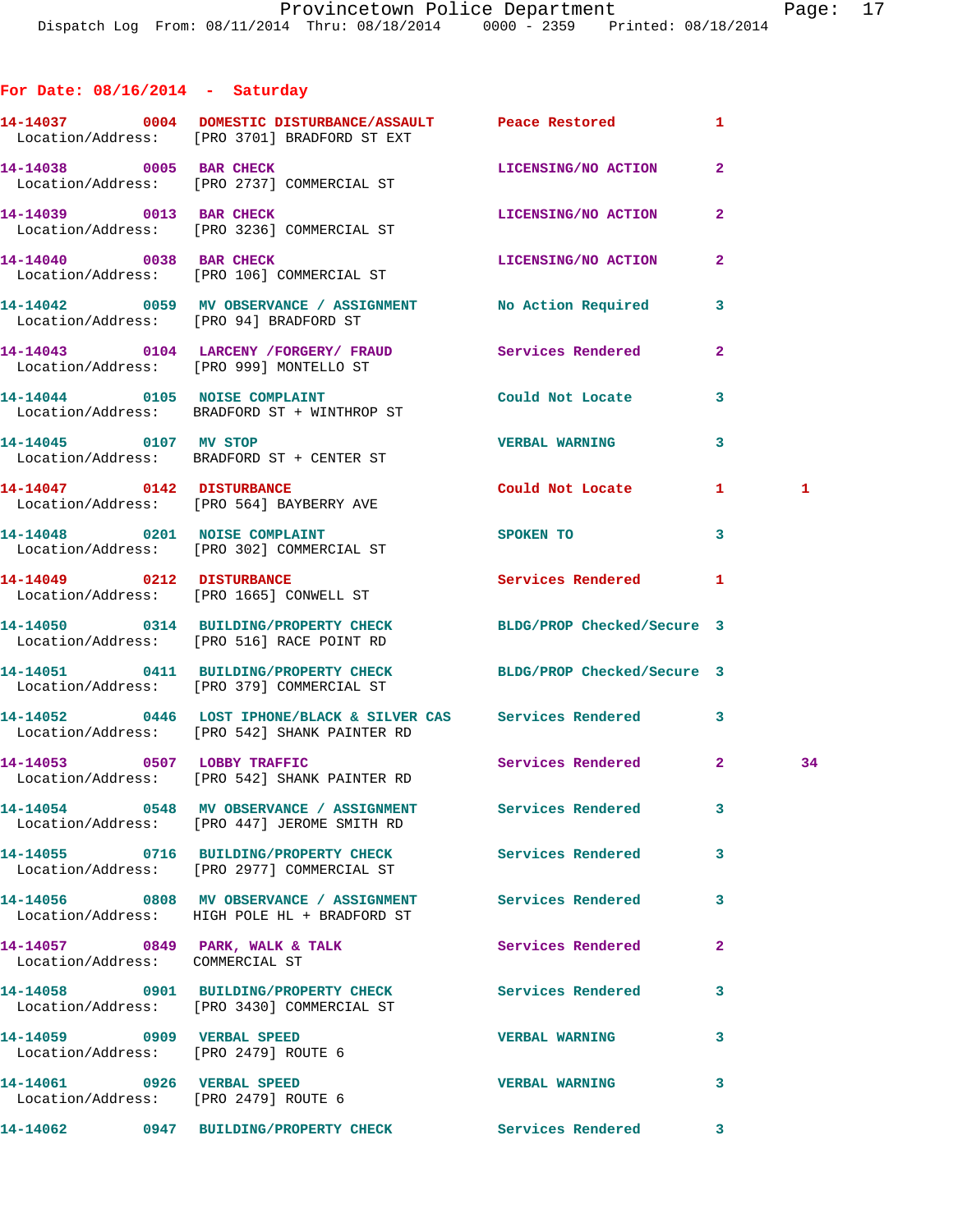## For Date: 08/16/2014 - Saturday

**14-14037 0004 DOMESTIC DISTURBANCE/ASSAULT** Peace Restored 1
Location/Address: [PRO 3701] BRADFORD ST EXT

**14-14038 0005 BAR CHECK** LICENSING/NO ACTION 2
Location/Address: [PRO 2737] COMMERCIAL ST

**14-14039 0013 BAR CHECK** LICENSING/NO ACTION 2
Location/Address: [PRO 3236] COMMERCIAL ST

**14-14040 0038 BAR CHECK** LICENSING/NO ACTION 2
Location/Address: [PRO 106] COMMERCIAL ST

**14-14042 0059 MV OBSERVANCE / ASSIGNMENT** No Action Required 3
Location/Address: [PRO 94] BRADFORD ST

**14-14043 0104 LARCENY /FORGERY/ FRAUD** Services Rendered 2
Location/Address: [PRO 999] MONTELLO ST

**14-14044 0105 NOISE COMPLAINT** Could Not Locate 3
Location/Address: BRADFORD ST + WINTHROP ST

**14-14045 0107 MV STOP** VERBAL WARNING 3
Location/Address: BRADFORD ST + CENTER ST

**14-14047 0142 DISTURBANCE** Could Not Locate 1 1
Location/Address: [PRO 564] BAYBERRY AVE

**14-14048 0201 NOISE COMPLAINT** SPOKEN TO 3
Location/Address: [PRO 302] COMMERCIAL ST

**14-14049 0212 DISTURBANCE** Services Rendered 1
Location/Address: [PRO 1665] CONWELL ST

**14-14050 0314 BUILDING/PROPERTY CHECK** BLDG/PROP Checked/Secure 3
Location/Address: [PRO 516] RACE POINT RD

**14-14051 0411 BUILDING/PROPERTY CHECK** BLDG/PROP Checked/Secure 3
Location/Address: [PRO 379] COMMERCIAL ST

**14-14052 0446 LOST IPHONE/BLACK & SILVER CAS** Services Rendered 3
Location/Address: [PRO 542] SHANK PAINTER RD

**14-14053 0507 LOBBY TRAFFIC** Services Rendered 2 34
Location/Address: [PRO 542] SHANK PAINTER RD

**14-14054 0548 MV OBSERVANCE / ASSIGNMENT** Services Rendered 3
Location/Address: [PRO 447] JEROME SMITH RD

**14-14055 0716 BUILDING/PROPERTY CHECK** Services Rendered 3
Location/Address: [PRO 2977] COMMERCIAL ST

**14-14056 0808 MV OBSERVANCE / ASSIGNMENT** Services Rendered 3
Location/Address: HIGH POLE HL + BRADFORD ST

**14-14057 0849 PARK, WALK & TALK** Services Rendered 2
Location/Address: COMMERCIAL ST

**14-14058 0901 BUILDING/PROPERTY CHECK** Services Rendered 3
Location/Address: [PRO 3430] COMMERCIAL ST

**14-14059 0909 VERBAL SPEED** VERBAL WARNING 3
Location/Address: [PRO 2479] ROUTE 6

**14-14061 0926 VERBAL SPEED** VERBAL WARNING 3
Location/Address: [PRO 2479] ROUTE 6

**14-14062 0947 BUILDING/PROPERTY CHECK** Services Rendered 3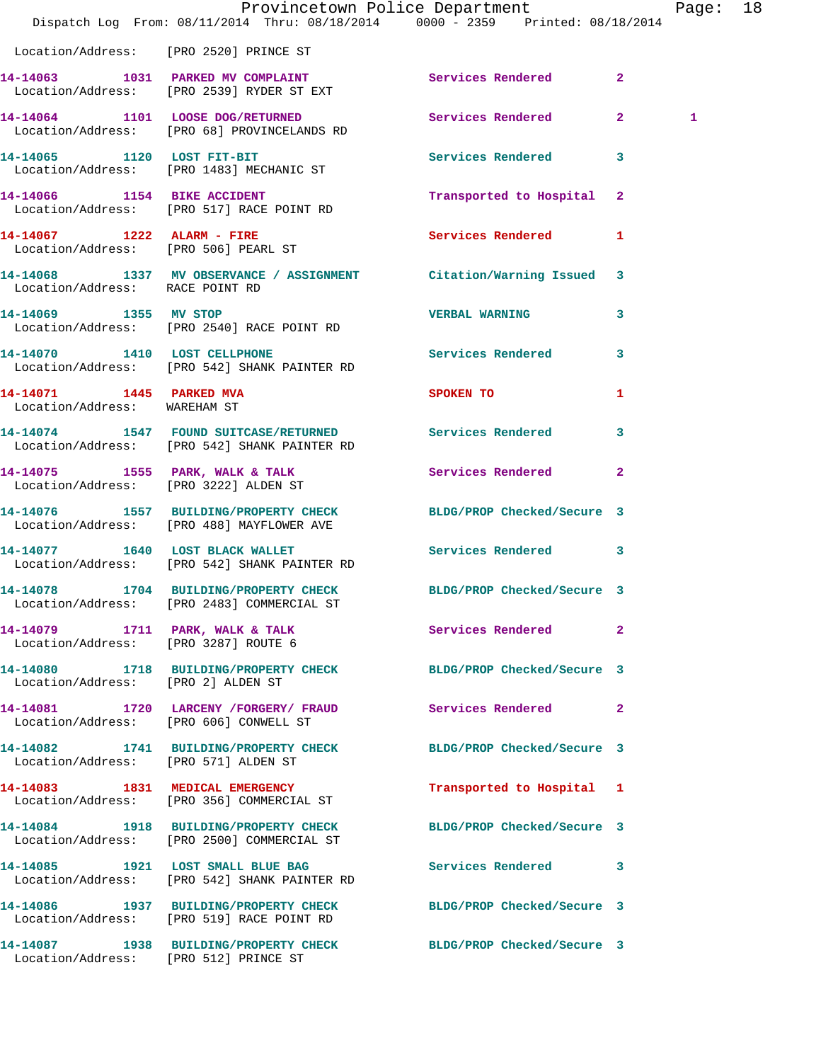Location/Address: [PRO 2520] PRINCE ST

| Call # | Time | Call Reason | Action | Priority | |
|---|---|---|---|---|---|
| 14-14063 | 1031 | PARKED MV COMPLAINT | Services Rendered | 2 | |
| | | Location/Address: [PRO 2539] RYDER ST EXT | | | |
| 14-14064 | 1101 | LOOSE DOG/RETURNED | Services Rendered | 2 | 1 |
| | | Location/Address: [PRO 68] PROVINCELANDS RD | | | |
| 14-14065 | 1120 | LOST FIT-BIT | Services Rendered | 3 | |
| | | Location/Address: [PRO 1483] MECHANIC ST | | | |
| 14-14066 | 1154 | BIKE ACCIDENT | Transported to Hospital | 2 | |
| | | Location/Address: [PRO 517] RACE POINT RD | | | |
| 14-14067 | 1222 | ALARM - FIRE | Services Rendered | 1 | |
| | | Location/Address: [PRO 506] PEARL ST | | | |
| 14-14068 | 1337 | MV OBSERVANCE / ASSIGNMENT | Citation/Warning Issued | 3 | |
| | | Location/Address: RACE POINT RD | | | |
| 14-14069 | 1355 | MV STOP | VERBAL WARNING | 3 | |
| | | Location/Address: [PRO 2540] RACE POINT RD | | | |
| 14-14070 | 1410 | LOST CELLPHONE | Services Rendered | 3 | |
| | | Location/Address: [PRO 542] SHANK PAINTER RD | | | |
| 14-14071 | 1445 | PARKED MVA | SPOKEN TO | 1 | |
| | | Location/Address: WAREHAM ST | | | |
| 14-14074 | 1547 | FOUND SUITCASE/RETURNED | Services Rendered | 3 | |
| | | Location/Address: [PRO 542] SHANK PAINTER RD | | | |
| 14-14075 | 1555 | PARK, WALK & TALK | Services Rendered | 2 | |
| | | Location/Address: [PRO 3222] ALDEN ST | | | |
| 14-14076 | 1557 | BUILDING/PROPERTY CHECK | BLDG/PROP Checked/Secure | 3 | |
| | | Location/Address: [PRO 488] MAYFLOWER AVE | | | |
| 14-14077 | 1640 | LOST BLACK WALLET | Services Rendered | 3 | |
| | | Location/Address: [PRO 542] SHANK PAINTER RD | | | |
| 14-14078 | 1704 | BUILDING/PROPERTY CHECK | BLDG/PROP Checked/Secure | 3 | |
| | | Location/Address: [PRO 2483] COMMERCIAL ST | | | |
| 14-14079 | 1711 | PARK, WALK & TALK | Services Rendered | 2 | |
| | | Location/Address: [PRO 3287] ROUTE 6 | | | |
| 14-14080 | 1718 | BUILDING/PROPERTY CHECK | BLDG/PROP Checked/Secure | 3 | |
| | | Location/Address: [PRO 2] ALDEN ST | | | |
| 14-14081 | 1720 | LARCENY /FORGERY/ FRAUD | Services Rendered | 2 | |
| | | Location/Address: [PRO 606] CONWELL ST | | | |
| 14-14082 | 1741 | BUILDING/PROPERTY CHECK | BLDG/PROP Checked/Secure | 3 | |
| | | Location/Address: [PRO 571] ALDEN ST | | | |
| 14-14083 | 1831 | MEDICAL EMERGENCY | Transported to Hospital | 1 | |
| | | Location/Address: [PRO 356] COMMERCIAL ST | | | |
| 14-14084 | 1918 | BUILDING/PROPERTY CHECK | BLDG/PROP Checked/Secure | 3 | |
| | | Location/Address: [PRO 2500] COMMERCIAL ST | | | |
| 14-14085 | 1921 | LOST SMALL BLUE BAG | Services Rendered | 3 | |
| | | Location/Address: [PRO 542] SHANK PAINTER RD | | | |
| 14-14086 | 1937 | BUILDING/PROPERTY CHECK | BLDG/PROP Checked/Secure | 3 | |
| | | Location/Address: [PRO 519] RACE POINT RD | | | |
| 14-14087 | 1938 | BUILDING/PROPERTY CHECK | BLDG/PROP Checked/Secure | 3 | |
| | | Location/Address: [PRO 512] PRINCE ST | | | |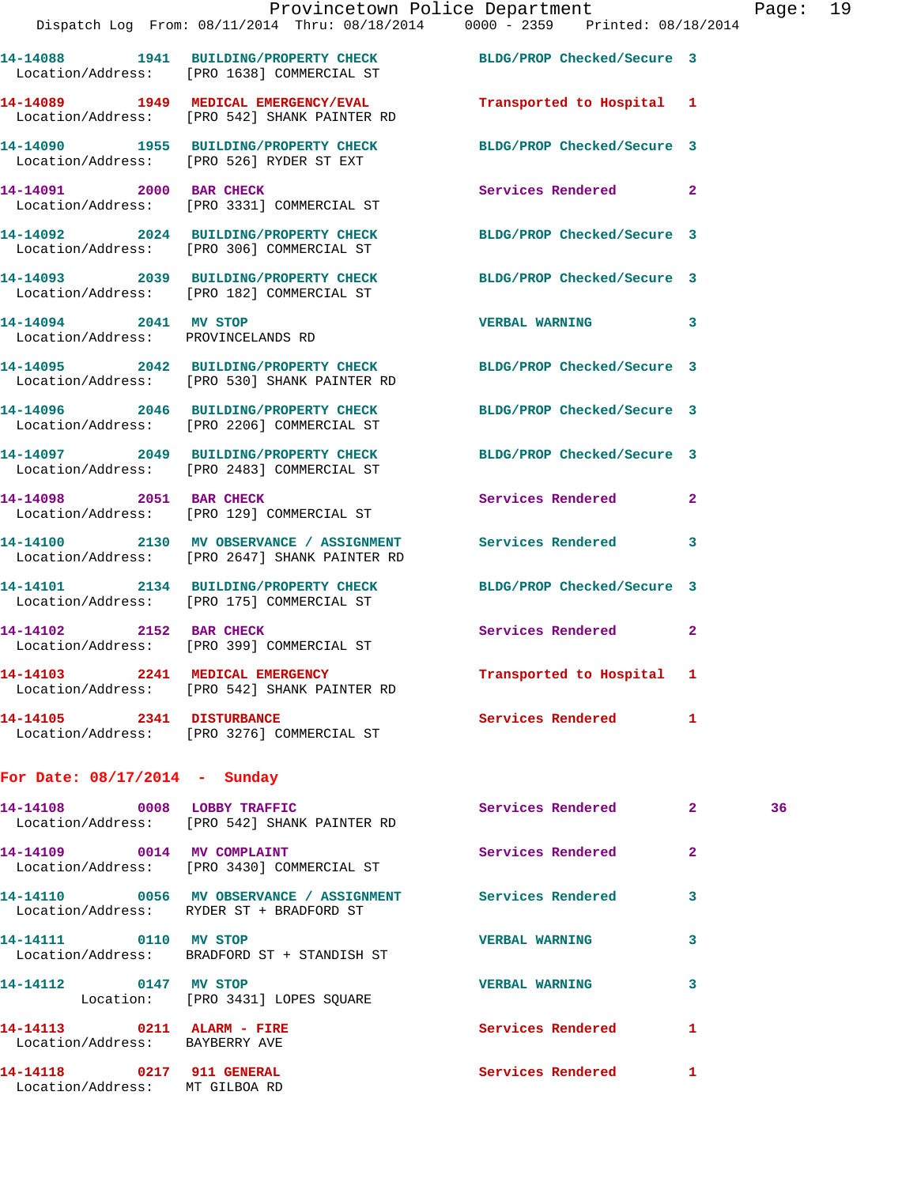14-14088 1941 BUILDING/PROPERTY CHECK BLDG/PROP Checked/Secure 3
Location/Address: [PRO 1638] COMMERCIAL ST

14-14089 1949 MEDICAL EMERGENCY/EVAL Transported to Hospital 1
Location/Address: [PRO 542] SHANK PAINTER RD

14-14090 1955 BUILDING/PROPERTY CHECK BLDG/PROP Checked/Secure 3
Location/Address: [PRO 526] RYDER ST EXT

14-14091 2000 BAR CHECK Services Rendered 2
Location/Address: [PRO 3331] COMMERCIAL ST

14-14092 2024 BUILDING/PROPERTY CHECK BLDG/PROP Checked/Secure 3
Location/Address: [PRO 306] COMMERCIAL ST

14-14093 2039 BUILDING/PROPERTY CHECK BLDG/PROP Checked/Secure 3
Location/Address: [PRO 182] COMMERCIAL ST

14-14094 2041 MV STOP VERBAL WARNING 3
Location/Address: PROVINCELANDS RD

14-14095 2042 BUILDING/PROPERTY CHECK BLDG/PROP Checked/Secure 3
Location/Address: [PRO 530] SHANK PAINTER RD

14-14096 2046 BUILDING/PROPERTY CHECK BLDG/PROP Checked/Secure 3
Location/Address: [PRO 2206] COMMERCIAL ST

14-14097 2049 BUILDING/PROPERTY CHECK BLDG/PROP Checked/Secure 3
Location/Address: [PRO 2483] COMMERCIAL ST

14-14098 2051 BAR CHECK Services Rendered 2
Location/Address: [PRO 129] COMMERCIAL ST

14-14100 2130 MV OBSERVANCE / ASSIGNMENT Services Rendered 3
Location/Address: [PRO 2647] SHANK PAINTER RD

14-14101 2134 BUILDING/PROPERTY CHECK BLDG/PROP Checked/Secure 3
Location/Address: [PRO 175] COMMERCIAL ST

14-14102 2152 BAR CHECK Services Rendered 2
Location/Address: [PRO 399] COMMERCIAL ST

14-14103 2241 MEDICAL EMERGENCY Transported to Hospital 1
Location/Address: [PRO 542] SHANK PAINTER RD

14-14105 2341 DISTURBANCE Services Rendered 1
Location/Address: [PRO 3276] COMMERCIAL ST

## For Date: 08/17/2014 - Sunday

14-14108 0008 LOBBY TRAFFIC Services Rendered 2 36
Location/Address: [PRO 542] SHANK PAINTER RD

14-14109 0014 MV COMPLAINT Services Rendered 2
Location/Address: [PRO 3430] COMMERCIAL ST

14-14110 0056 MV OBSERVANCE / ASSIGNMENT Services Rendered 3
Location/Address: RYDER ST + BRADFORD ST

14-14111 0110 MV STOP VERBAL WARNING 3
Location/Address: BRADFORD ST + STANDISH ST

14-14112 0147 MV STOP VERBAL WARNING 3
Location: [PRO 3431] LOPES SQUARE

14-14113 0211 ALARM - FIRE Services Rendered 1
Location/Address: BAYBERRY AVE

14-14118 0217 911 GENERAL Services Rendered 1
Location/Address: MT GILBOA RD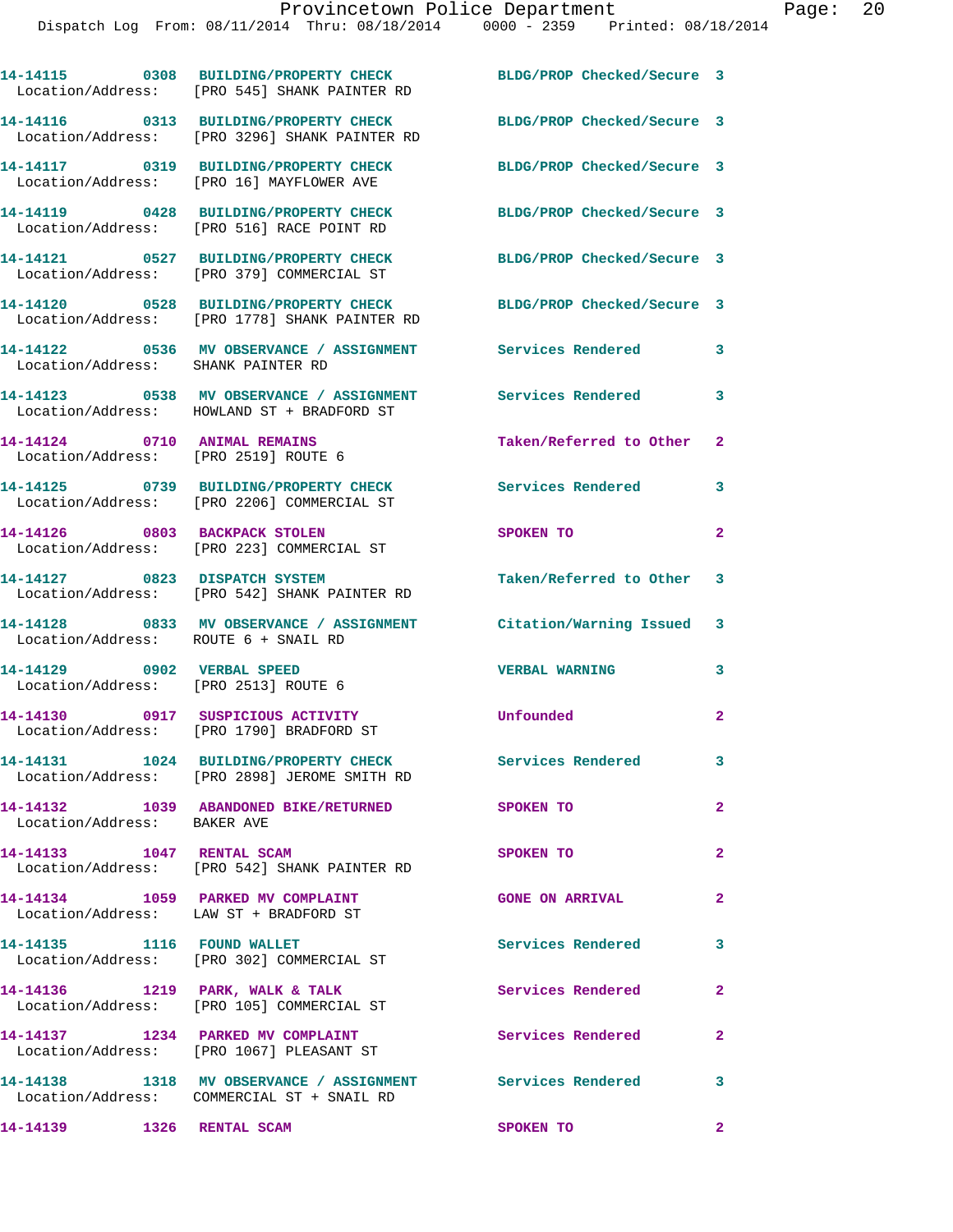14-14115 0308 BUILDING/PROPERTY CHECK BLDG/PROP Checked/Secure 3
Location/Address: [PRO 545] SHANK PAINTER RD

14-14116 0313 BUILDING/PROPERTY CHECK BLDG/PROP Checked/Secure 3
Location/Address: [PRO 3296] SHANK PAINTER RD

14-14117 0319 BUILDING/PROPERTY CHECK BLDG/PROP Checked/Secure 3
Location/Address: [PRO 16] MAYFLOWER AVE

14-14119 0428 BUILDING/PROPERTY CHECK BLDG/PROP Checked/Secure 3
Location/Address: [PRO 516] RACE POINT RD

14-14121 0527 BUILDING/PROPERTY CHECK BLDG/PROP Checked/Secure 3
Location/Address: [PRO 379] COMMERCIAL ST

14-14120 0528 BUILDING/PROPERTY CHECK BLDG/PROP Checked/Secure 3
Location/Address: [PRO 1778] SHANK PAINTER RD

14-14122 0536 MV OBSERVANCE / ASSIGNMENT Services Rendered 3
Location/Address: SHANK PAINTER RD

14-14123 0538 MV OBSERVANCE / ASSIGNMENT Services Rendered 3
Location/Address: HOWLAND ST + BRADFORD ST

14-14124 0710 ANIMAL REMAINS Taken/Referred to Other 2
Location/Address: [PRO 2519] ROUTE 6

14-14125 0739 BUILDING/PROPERTY CHECK Services Rendered 3
Location/Address: [PRO 2206] COMMERCIAL ST

14-14126 0803 BACKPACK STOLEN SPOKEN TO 2
Location/Address: [PRO 223] COMMERCIAL ST

14-14127 0823 DISPATCH SYSTEM Taken/Referred to Other 3
Location/Address: [PRO 542] SHANK PAINTER RD

14-14128 0833 MV OBSERVANCE / ASSIGNMENT Citation/Warning Issued 3
Location/Address: ROUTE 6 + SNAIL RD

14-14129 0902 VERBAL SPEED VERBAL WARNING 3
Location/Address: [PRO 2513] ROUTE 6

14-14130 0917 SUSPICIOUS ACTIVITY Unfounded 2
Location/Address: [PRO 1790] BRADFORD ST

14-14131 1024 BUILDING/PROPERTY CHECK Services Rendered 3
Location/Address: [PRO 2898] JEROME SMITH RD

14-14132 1039 ABANDONED BIKE/RETURNED SPOKEN TO 2
Location/Address: BAKER AVE

14-14133 1047 RENTAL SCAM SPOKEN TO 2
Location/Address: [PRO 542] SHANK PAINTER RD

14-14134 1059 PARKED MV COMPLAINT GONE ON ARRIVAL 2
Location/Address: LAW ST + BRADFORD ST

14-14135 1116 FOUND WALLET Services Rendered 3
Location/Address: [PRO 302] COMMERCIAL ST

14-14136 1219 PARK, WALK & TALK Services Rendered 2
Location/Address: [PRO 105] COMMERCIAL ST

14-14137 1234 PARKED MV COMPLAINT Services Rendered 2
Location/Address: [PRO 1067] PLEASANT ST

14-14138 1318 MV OBSERVANCE / ASSIGNMENT Services Rendered 3
Location/Address: COMMERCIAL ST + SNAIL RD

14-14139 1326 RENTAL SCAM SPOKEN TO 2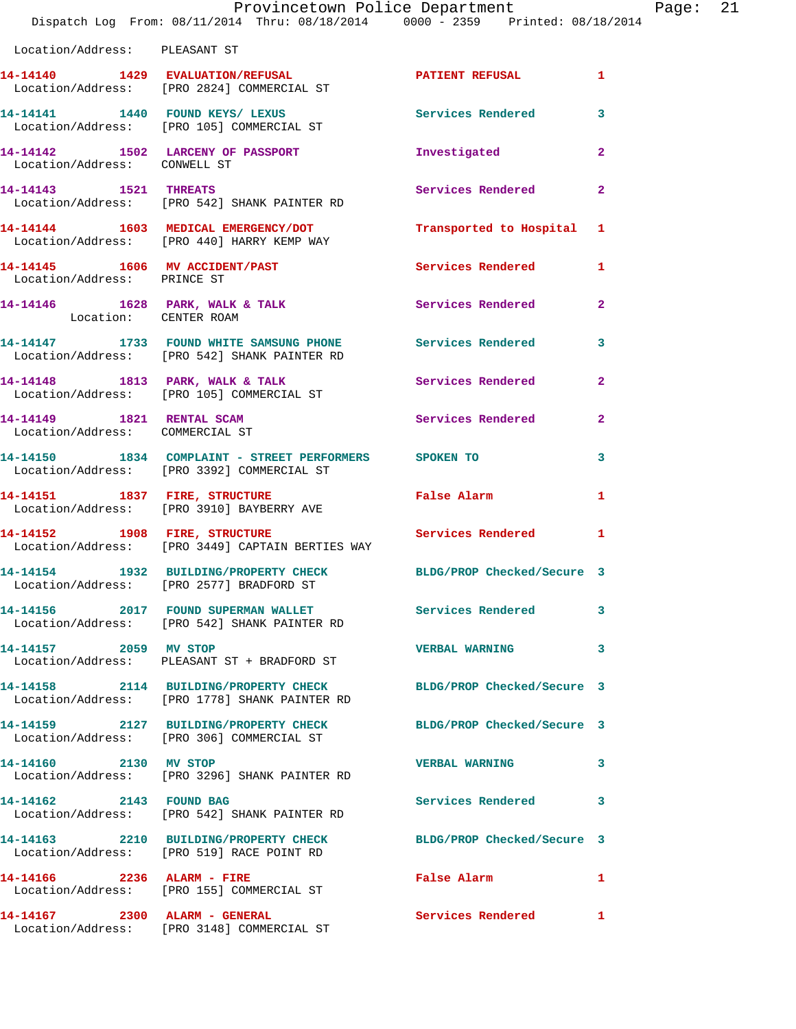Location/Address: PLEASANT ST

| Call # | Time | Call Reason | Action | Priority |
|---|---|---|---|---|
| 14-14140 | 1429 | EVALUATION/REFUSAL | PATIENT REFUSAL | 1 |
| Location/Address: [PRO 2824] COMMERCIAL ST | | | | |
| 14-14141 | 1440 | FOUND KEYS/ LEXUS | Services Rendered | 3 |
| Location/Address: [PRO 105] COMMERCIAL ST | | | | |
| 14-14142 | 1502 | LARCENY OF PASSPORT | Investigated | 2 |
| Location/Address: CONWELL ST | | | | |
| 14-14143 | 1521 | THREATS | Services Rendered | 2 |
| Location/Address: [PRO 542] SHANK PAINTER RD | | | | |
| 14-14144 | 1603 | MEDICAL EMERGENCY/DOT | Transported to Hospital | 1 |
| Location/Address: [PRO 440] HARRY KEMP WAY | | | | |
| 14-14145 | 1606 | MV ACCIDENT/PAST | Services Rendered | 1 |
| Location/Address: PRINCE ST | | | | |
| 14-14146 | 1628 | PARK, WALK & TALK | Services Rendered | 2 |
| Location: CENTER ROAM | | | | |
| 14-14147 | 1733 | FOUND WHITE SAMSUNG PHONE | Services Rendered | 3 |
| Location/Address: [PRO 542] SHANK PAINTER RD | | | | |
| 14-14148 | 1813 | PARK, WALK & TALK | Services Rendered | 2 |
| Location/Address: [PRO 105] COMMERCIAL ST | | | | |
| 14-14149 | 1821 | RENTAL SCAM | Services Rendered | 2 |
| Location/Address: COMMERCIAL ST | | | | |
| 14-14150 | 1834 | COMPLAINT - STREET PERFORMERS | SPOKEN TO | 3 |
| Location/Address: [PRO 3392] COMMERCIAL ST | | | | |
| 14-14151 | 1837 | FIRE, STRUCTURE | False Alarm | 1 |
| Location/Address: [PRO 3910] BAYBERRY AVE | | | | |
| 14-14152 | 1908 | FIRE, STRUCTURE | Services Rendered | 1 |
| Location/Address: [PRO 3449] CAPTAIN BERTIES WAY | | | | |
| 14-14154 | 1932 | BUILDING/PROPERTY CHECK | BLDG/PROP Checked/Secure | 3 |
| Location/Address: [PRO 2577] BRADFORD ST | | | | |
| 14-14156 | 2017 | FOUND SUPERMAN WALLET | Services Rendered | 3 |
| Location/Address: [PRO 542] SHANK PAINTER RD | | | | |
| 14-14157 | 2059 | MV STOP | VERBAL WARNING | 3 |
| Location/Address: PLEASANT ST + BRADFORD ST | | | | |
| 14-14158 | 2114 | BUILDING/PROPERTY CHECK | BLDG/PROP Checked/Secure | 3 |
| Location/Address: [PRO 1778] SHANK PAINTER RD | | | | |
| 14-14159 | 2127 | BUILDING/PROPERTY CHECK | BLDG/PROP Checked/Secure | 3 |
| Location/Address: [PRO 306] COMMERCIAL ST | | | | |
| 14-14160 | 2130 | MV STOP | VERBAL WARNING | 3 |
| Location/Address: [PRO 3296] SHANK PAINTER RD | | | | |
| 14-14162 | 2143 | FOUND BAG | Services Rendered | 3 |
| Location/Address: [PRO 542] SHANK PAINTER RD | | | | |
| 14-14163 | 2210 | BUILDING/PROPERTY CHECK | BLDG/PROP Checked/Secure | 3 |
| Location/Address: [PRO 519] RACE POINT RD | | | | |
| 14-14166 | 2236 | ALARM - FIRE | False Alarm | 1 |
| Location/Address: [PRO 155] COMMERCIAL ST | | | | |
| 14-14167 | 2300 | ALARM - GENERAL | Services Rendered | 1 |
| Location/Address: [PRO 3148] COMMERCIAL ST | | | | |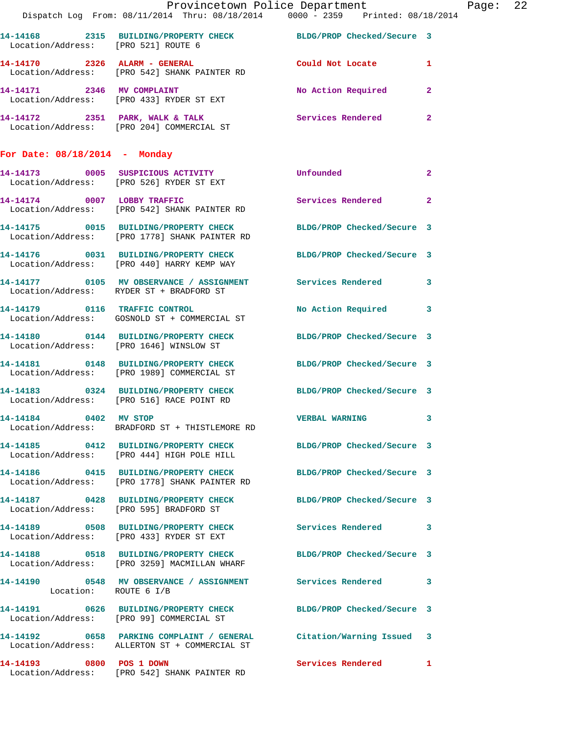14-14168 2315 BUILDING/PROPERTY CHECK BLDG/PROP Checked/Secure 3
Location/Address: [PRO 521] ROUTE 6

14-14170 2326 ALARM - GENERAL Could Not Locate 1
Location/Address: [PRO 542] SHANK PAINTER RD

14-14171 2346 MV COMPLAINT No Action Required 2
Location/Address: [PRO 433] RYDER ST EXT

14-14172 2351 PARK, WALK & TALK Services Rendered 2
Location/Address: [PRO 204] COMMERCIAL ST

## For Date: 08/18/2014 - Monday

14-14173 0005 SUSPICIOUS ACTIVITY Unfounded 2
Location/Address: [PRO 526] RYDER ST EXT

14-14174 0007 LOBBY TRAFFIC Services Rendered 2
Location/Address: [PRO 542] SHANK PAINTER RD

14-14175 0015 BUILDING/PROPERTY CHECK BLDG/PROP Checked/Secure 3
Location/Address: [PRO 1778] SHANK PAINTER RD

14-14176 0031 BUILDING/PROPERTY CHECK BLDG/PROP Checked/Secure 3
Location/Address: [PRO 440] HARRY KEMP WAY

14-14177 0105 MV OBSERVANCE / ASSIGNMENT Services Rendered 3
Location/Address: RYDER ST + BRADFORD ST

14-14179 0116 TRAFFIC CONTROL No Action Required 3
Location/Address: GOSNOLD ST + COMMERCIAL ST

14-14180 0144 BUILDING/PROPERTY CHECK BLDG/PROP Checked/Secure 3
Location/Address: [PRO 1646] WINSLOW ST

14-14181 0148 BUILDING/PROPERTY CHECK BLDG/PROP Checked/Secure 3
Location/Address: [PRO 1989] COMMERCIAL ST

14-14183 0324 BUILDING/PROPERTY CHECK BLDG/PROP Checked/Secure 3
Location/Address: [PRO 516] RACE POINT RD

14-14184 0402 MV STOP VERBAL WARNING 3
Location/Address: BRADFORD ST + THISTLEMORE RD

14-14185 0412 BUILDING/PROPERTY CHECK BLDG/PROP Checked/Secure 3
Location/Address: [PRO 444] HIGH POLE HILL

14-14186 0415 BUILDING/PROPERTY CHECK BLDG/PROP Checked/Secure 3
Location/Address: [PRO 1778] SHANK PAINTER RD

14-14187 0428 BUILDING/PROPERTY CHECK BLDG/PROP Checked/Secure 3
Location/Address: [PRO 595] BRADFORD ST

14-14189 0508 BUILDING/PROPERTY CHECK Services Rendered 3
Location/Address: [PRO 433] RYDER ST EXT

14-14188 0518 BUILDING/PROPERTY CHECK BLDG/PROP Checked/Secure 3
Location/Address: [PRO 3259] MACMILLAN WHARF

14-14190 0548 MV OBSERVANCE / ASSIGNMENT Services Rendered 3
Location: ROUTE 6 I/B

14-14191 0626 BUILDING/PROPERTY CHECK BLDG/PROP Checked/Secure 3
Location/Address: [PRO 99] COMMERCIAL ST

14-14192 0658 PARKING COMPLAINT / GENERAL Citation/Warning Issued 3
Location/Address: ALLERTON ST + COMMERCIAL ST

14-14193 0800 POS 1 DOWN Services Rendered 1
Location/Address: [PRO 542] SHANK PAINTER RD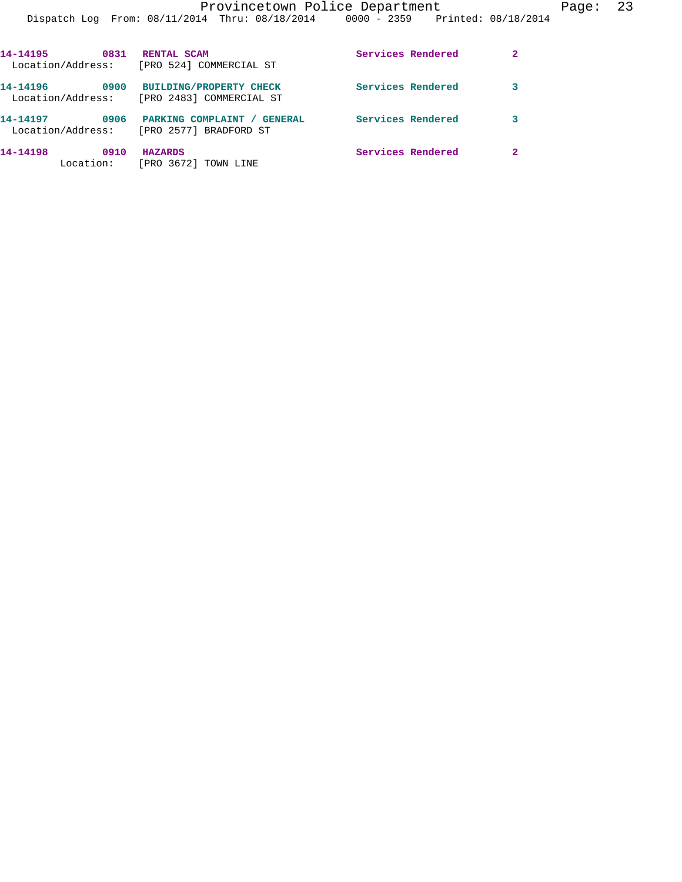**14-14195** **0831** **RENTAL SCAM** **Services Rendered** **2**
Location/Address: [PRO 524] COMMERCIAL ST

**14-14196** **0900** **BUILDING/PROPERTY CHECK** **Services Rendered** **3**
Location/Address: [PRO 2483] COMMERCIAL ST

**14-14197** **0906** **PARKING COMPLAINT / GENERAL** **Services Rendered** **3**
Location/Address: [PRO 2577] BRADFORD ST

**14-14198** **0910** **HAZARDS** **Services Rendered** **2**
Location: [PRO 3672] TOWN LINE